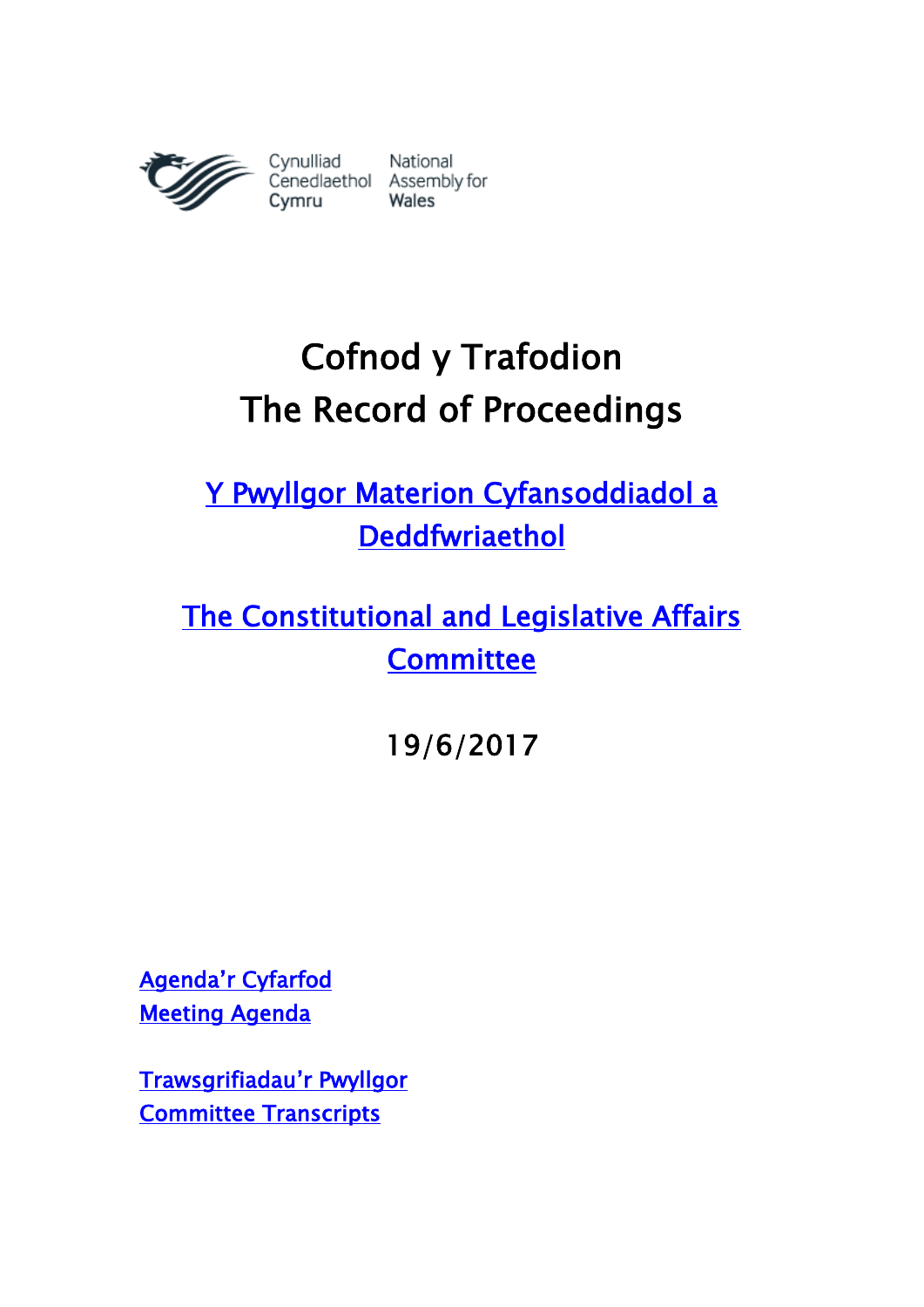Cynulliad Cenedlaethol Cymru | National Assembly for Wales

# Cofnod y Trafodion
# The Record of Proceedings

## Y Pwyllgor Materion Cyfansoddiadol a Deddfwriaethol

## The Constitutional and Legislative Affairs Committee

19/6/2017

Agenda'r Cyfarfod
Meeting Agenda

Trawsgrifiadau'r Pwyllgor
Committee Transcripts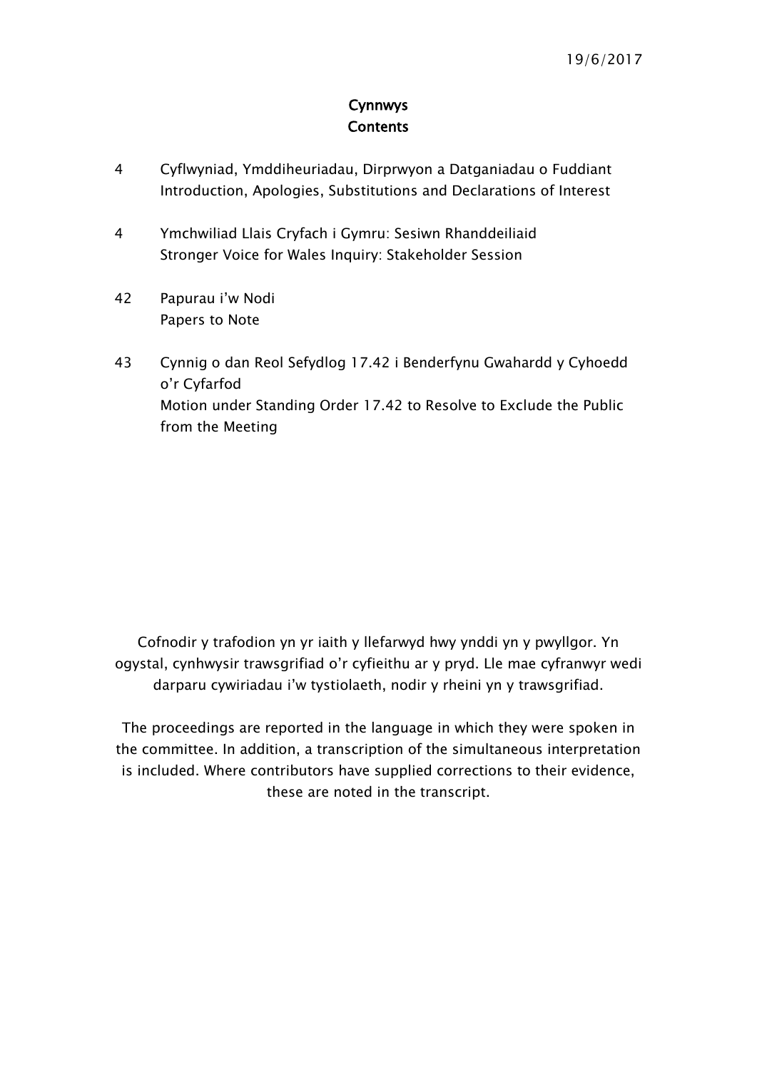19/6/2017

# Cynnwys
# Contents

| | |
|---|---|
| 4 | Cyflwyniad, Ymddiheuriadau, Dirprwyon a Datganiadau o Fuddiant<br>Introduction, Apologies, Substitutions and Declarations of Interest |
| 4 | Ymchwiliad Llais Cryfach i Gymru: Sesiwn Rhanddeiliaid<br>Stronger Voice for Wales Inquiry: Stakeholder Session |
| 42 | Papurau i'w Nodi<br>Papers to Note |
| 43 | Cynnig o dan Reol Sefydlog 17.42 i Benderfynu Gwahardd y Cyhoedd o'r Cyfarfod<br>Motion under Standing Order 17.42 to Resolve to Exclude the Public from the Meeting |

Cofnodir y trafodion yn yr iaith y llefarwyd hwy ynddi yn y pwyllgor. Yn ogystal, cynhwysir trawsgrifiad o'r cyfieithu ar y pryd. Lle mae cyfranwyr wedi darparu cywiriadau i'w tystiolaeth, nodir y rheini yn y trawsgrifiad.

The proceedings are reported in the language in which they were spoken in the committee. In addition, a transcription of the simultaneous interpretation is included. Where contributors have supplied corrections to their evidence, these are noted in the transcript.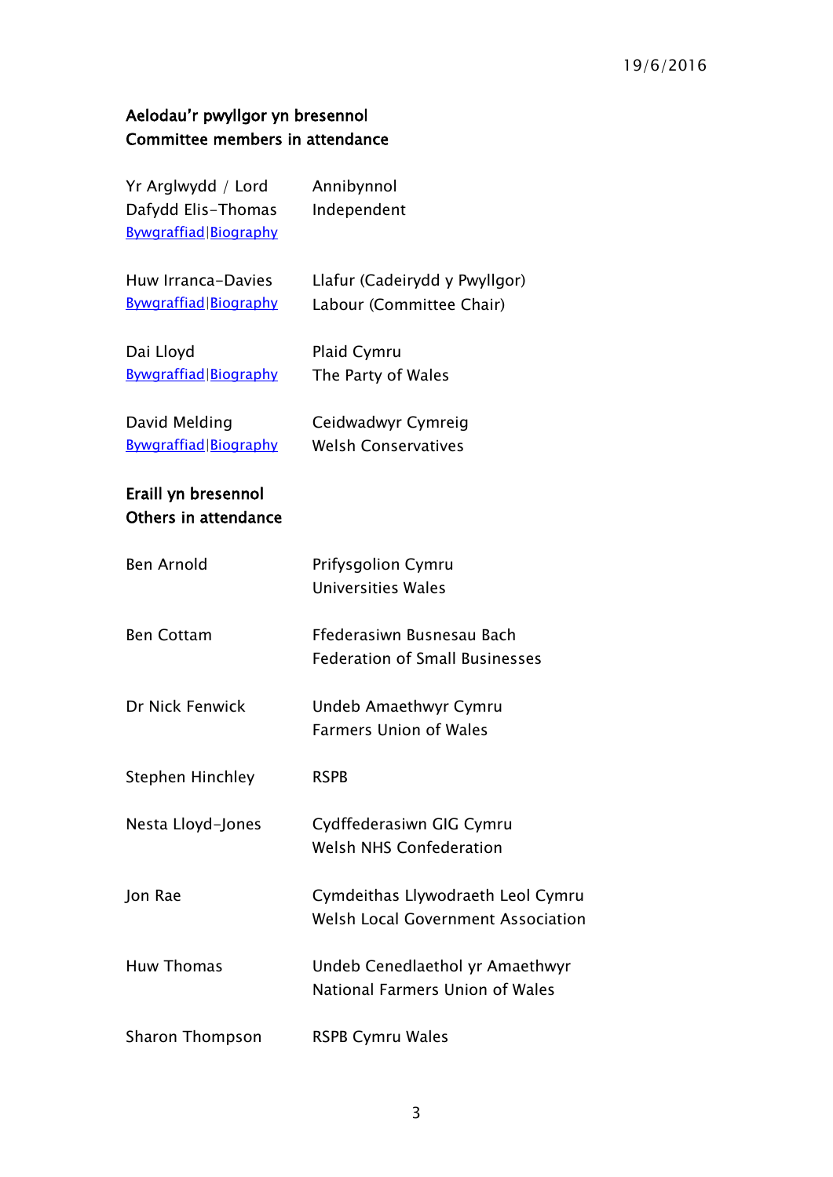19/6/2016

**Aelodau'r pwyllgor yn bresennol**
**Committee members in attendance**

| | |
|---|---|
| Yr Arglwydd / Lord Dafydd Elis-Thomas<br>Bywgraffiad\|Biography | Annibynnol<br>Independent |
| Huw Irranca-Davies<br>Bywgraffiad\|Biography | Llafur (Cadeirydd y Pwyllgor)<br>Labour (Committee Chair) |
| Dai Lloyd<br>Bywgraffiad\|Biography | Plaid Cymru<br>The Party of Wales |
| David Melding<br>Bywgraffiad\|Biography | Ceidwadwyr Cymreig<br>Welsh Conservatives |

**Eraill yn bresennol**
**Others in attendance**

| | |
|---|---|
| Ben Arnold | Prifysgolion Cymru<br>Universities Wales |
| Ben Cottam | Ffederasiwn Busnesau Bach<br>Federation of Small Businesses |
| Dr Nick Fenwick | Undeb Amaethwyr Cymru<br>Farmers Union of Wales |
| Stephen Hinchley | RSPB |
| Nesta Lloyd-Jones | Cydffederasiwn GIG Cymru<br>Welsh NHS Confederation |
| Jon Rae | Cymdeithas Llywodraeth Leol Cymru<br>Welsh Local Government Association |
| Huw Thomas | Undeb Cenedlaethol yr Amaethwyr<br>National Farmers Union of Wales |
| Sharon Thompson | RSPB Cymru Wales |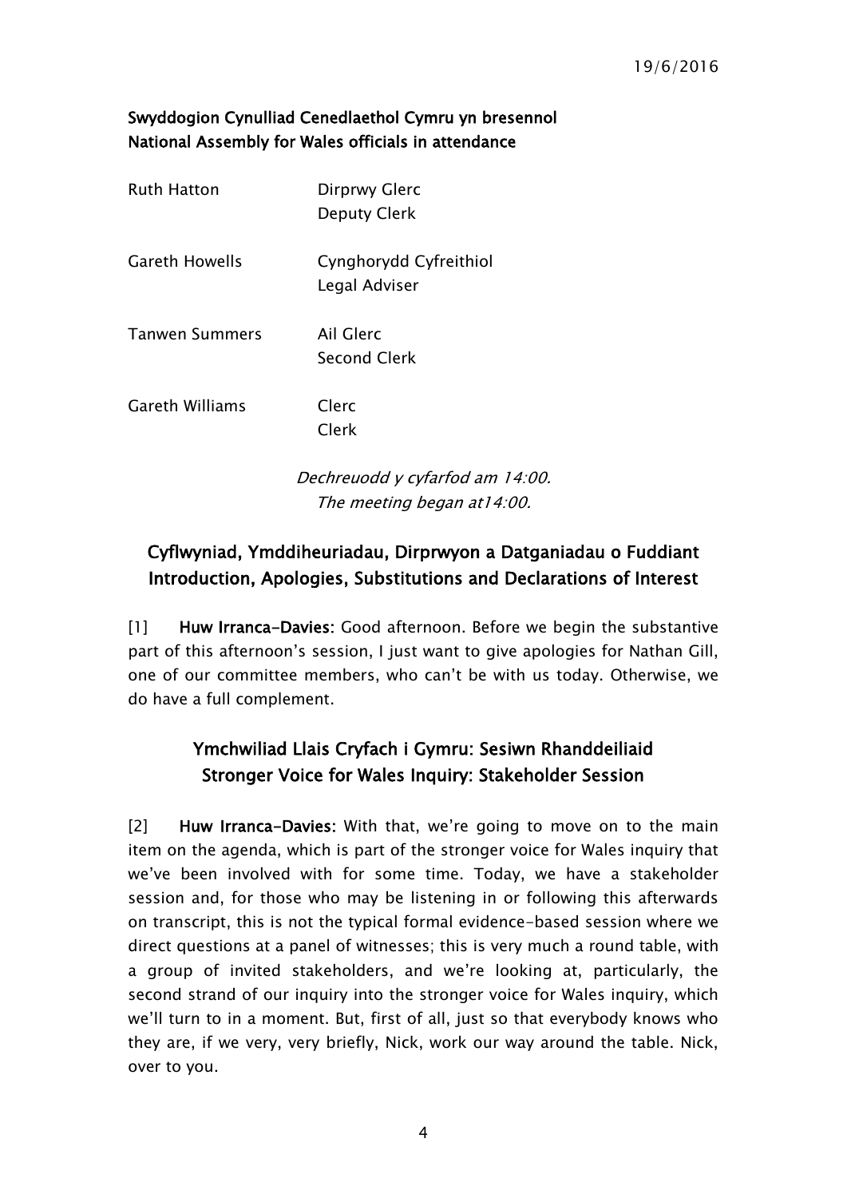**Swyddogion Cynulliad Cenedlaethol Cymru yn bresennol**
**National Assembly for Wales officials in attendance**

| | |
|---|---|
| Ruth Hatton | Dirprwy Glerc<br>Deputy Clerk |
| Gareth Howells | Cynghorydd Cyfreithiol<br>Legal Adviser |
| Tanwen Summers | Ail Glerc<br>Second Clerk |
| Gareth Williams | Clerc<br>Clerk |

*Dechreuodd y cyfarfod am 14:00.*
*The meeting began at14:00.*

## Cyflwyniad, Ymddiheuriadau, Dirprwyon a Datganiadau o Fuddiant
## Introduction, Apologies, Substitutions and Declarations of Interest

[1] **Huw Irranca-Davies:** Good afternoon. Before we begin the substantive part of this afternoon's session, I just want to give apologies for Nathan Gill, one of our committee members, who can't be with us today. Otherwise, we do have a full complement.

## Ymchwiliad Llais Cryfach i Gymru: Sesiwn Rhanddeiliaid
## Stronger Voice for Wales Inquiry: Stakeholder Session

[2] **Huw Irranca-Davies:** With that, we're going to move on to the main item on the agenda, which is part of the stronger voice for Wales inquiry that we've been involved with for some time. Today, we have a stakeholder session and, for those who may be listening in or following this afterwards on transcript, this is not the typical formal evidence-based session where we direct questions at a panel of witnesses; this is very much a round table, with a group of invited stakeholders, and we're looking at, particularly, the second strand of our inquiry into the stronger voice for Wales inquiry, which we'll turn to in a moment. But, first of all, just so that everybody knows who they are, if we very, very briefly, Nick, work our way around the table. Nick, over to you.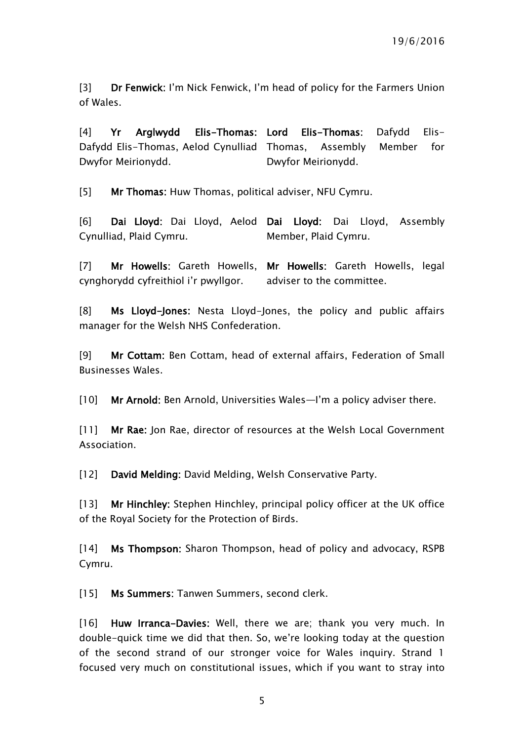[3] **Dr Fenwick**: I'm Nick Fenwick, I'm head of policy for the Farmers Union of Wales.

[4] **Yr Arglwydd Elis-Thomas**: Dafydd Elis-Thomas, Aelod Cynulliad Dwyfor Meirionydd.

**Lord Elis-Thomas**: Dafydd Elis-Thomas, Assembly Member for Dwyfor Meirionydd.

[5] **Mr Thomas:** Huw Thomas, political adviser, NFU Cymru.

[6] **Dai Lloyd**: Dai Lloyd, Aelod Cynulliad, Plaid Cymru.

**Dai Lloyd**: Dai Lloyd, Assembly Member, Plaid Cymru.

[7] **Mr Howells**: Gareth Howells, cynghorydd cyfreithiol i'r pwyllgor.

**Mr Howells**: Gareth Howells, legal adviser to the committee.

[8] **Ms Lloyd-Jones:** Nesta Lloyd-Jones, the policy and public affairs manager for the Welsh NHS Confederation.

[9] **Mr Cottam:** Ben Cottam, head of external affairs, Federation of Small Businesses Wales.

[10] **Mr Arnold:** Ben Arnold, Universities Wales—I'm a policy adviser there.

[11] **Mr Rae:** Jon Rae, director of resources at the Welsh Local Government Association.

[12] **David Melding:** David Melding, Welsh Conservative Party.

[13] **Mr Hinchley:** Stephen Hinchley, principal policy officer at the UK office of the Royal Society for the Protection of Birds.

[14] **Ms Thompson:** Sharon Thompson, head of policy and advocacy, RSPB Cymru.

[15] **Ms Summers**: Tanwen Summers, second clerk.

[16] **Huw Irranca-Davies:** Well, there we are; thank you very much. In double-quick time we did that then. So, we're looking today at the question of the second strand of our stronger voice for Wales inquiry. Strand 1 focused very much on constitutional issues, which if you want to stray into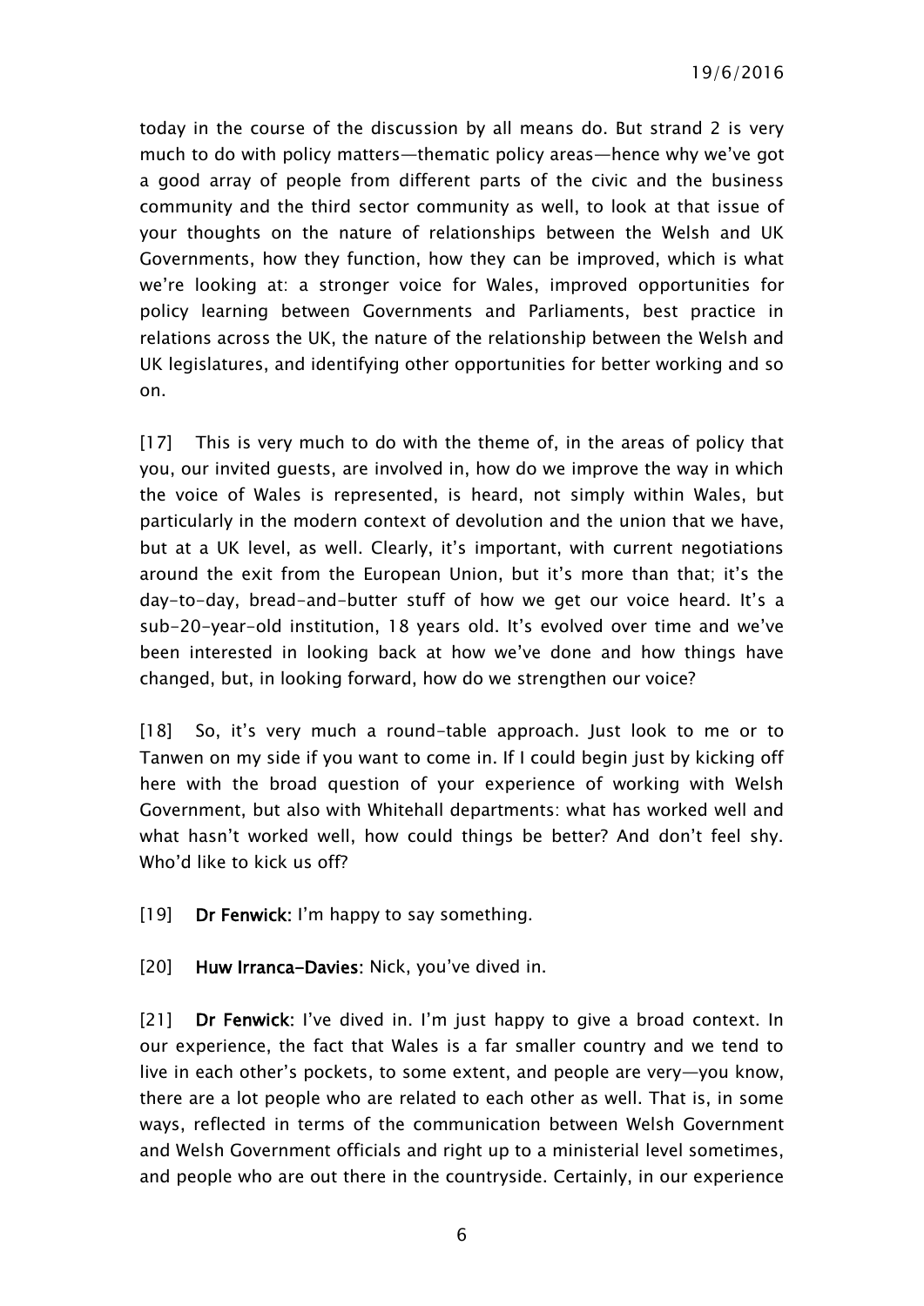today in the course of the discussion by all means do. But strand 2 is very much to do with policy matters—thematic policy areas—hence why we've got a good array of people from different parts of the civic and the business community and the third sector community as well, to look at that issue of your thoughts on the nature of relationships between the Welsh and UK Governments, how they function, how they can be improved, which is what we're looking at: a stronger voice for Wales, improved opportunities for policy learning between Governments and Parliaments, best practice in relations across the UK, the nature of the relationship between the Welsh and UK legislatures, and identifying other opportunities for better working and so on.

[17] This is very much to do with the theme of, in the areas of policy that you, our invited guests, are involved in, how do we improve the way in which the voice of Wales is represented, is heard, not simply within Wales, but particularly in the modern context of devolution and the union that we have, but at a UK level, as well. Clearly, it's important, with current negotiations around the exit from the European Union, but it's more than that; it's the day-to-day, bread-and-butter stuff of how we get our voice heard. It's a sub-20-year-old institution, 18 years old. It's evolved over time and we've been interested in looking back at how we've done and how things have changed, but, in looking forward, how do we strengthen our voice?

[18] So, it's very much a round-table approach. Just look to me or to Tanwen on my side if you want to come in. If I could begin just by kicking off here with the broad question of your experience of working with Welsh Government, but also with Whitehall departments: what has worked well and what hasn't worked well, how could things be better? And don't feel shy. Who'd like to kick us off?

[19] **Dr Fenwick:** I'm happy to say something.

[20] **Huw Irranca-Davies:** Nick, you've dived in.

[21] **Dr Fenwick:** I've dived in. I'm just happy to give a broad context. In our experience, the fact that Wales is a far smaller country and we tend to live in each other's pockets, to some extent, and people are very—you know, there are a lot people who are related to each other as well. That is, in some ways, reflected in terms of the communication between Welsh Government and Welsh Government officials and right up to a ministerial level sometimes, and people who are out there in the countryside. Certainly, in our experience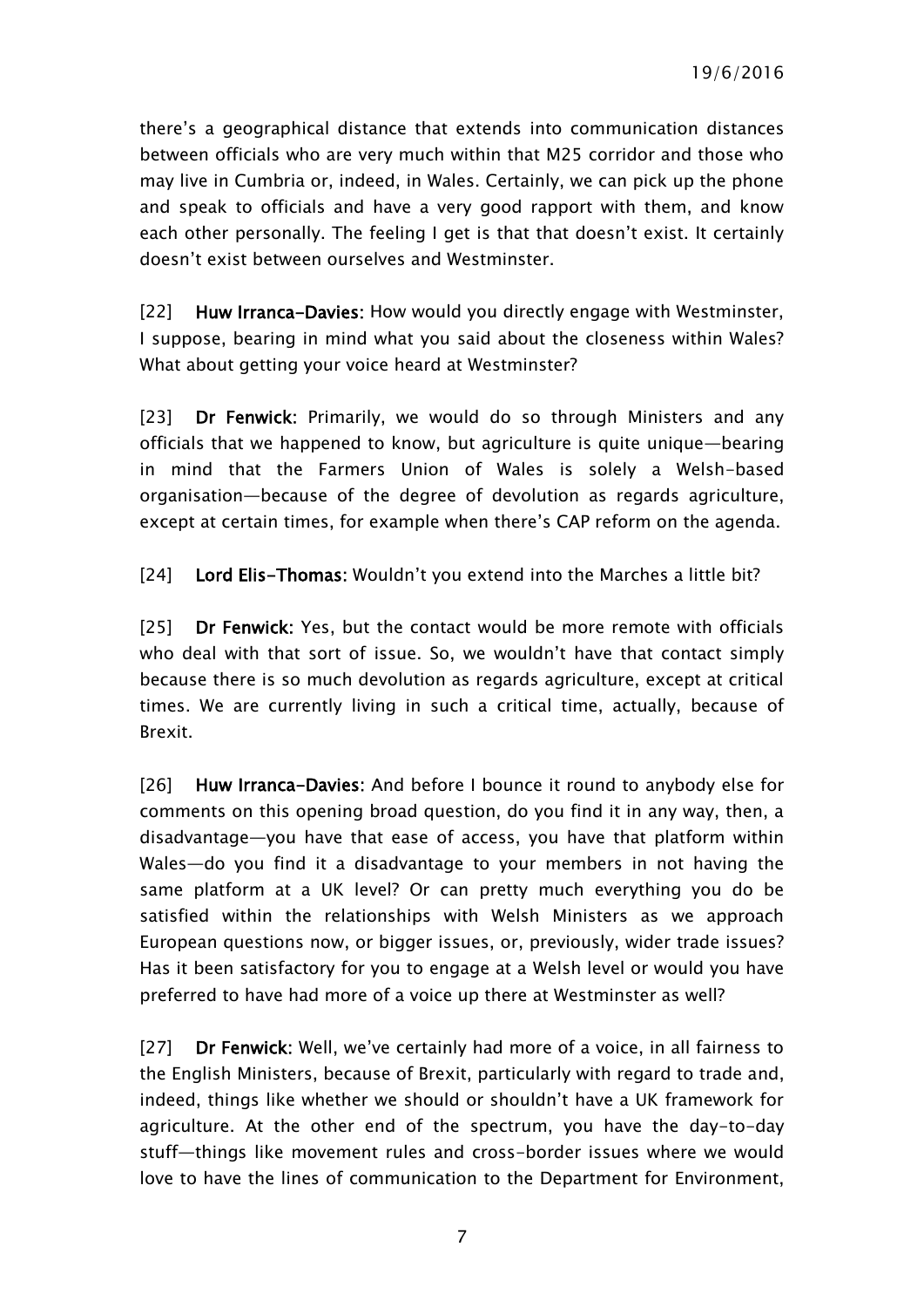there's a geographical distance that extends into communication distances between officials who are very much within that M25 corridor and those who may live in Cumbria or, indeed, in Wales. Certainly, we can pick up the phone and speak to officials and have a very good rapport with them, and know each other personally. The feeling I get is that that doesn't exist. It certainly doesn't exist between ourselves and Westminster.

[22] **Huw Irranca-Davies:** How would you directly engage with Westminster, I suppose, bearing in mind what you said about the closeness within Wales? What about getting your voice heard at Westminster?

[23] **Dr Fenwick:** Primarily, we would do so through Ministers and any officials that we happened to know, but agriculture is quite unique—bearing in mind that the Farmers Union of Wales is solely a Welsh-based organisation—because of the degree of devolution as regards agriculture, except at certain times, for example when there's CAP reform on the agenda.

[24] **Lord Elis-Thomas:** Wouldn't you extend into the Marches a little bit?

[25] **Dr Fenwick:** Yes, but the contact would be more remote with officials who deal with that sort of issue. So, we wouldn't have that contact simply because there is so much devolution as regards agriculture, except at critical times. We are currently living in such a critical time, actually, because of Brexit.

[26] **Huw Irranca-Davies:** And before I bounce it round to anybody else for comments on this opening broad question, do you find it in any way, then, a disadvantage—you have that ease of access, you have that platform within Wales—do you find it a disadvantage to your members in not having the same platform at a UK level? Or can pretty much everything you do be satisfied within the relationships with Welsh Ministers as we approach European questions now, or bigger issues, or, previously, wider trade issues? Has it been satisfactory for you to engage at a Welsh level or would you have preferred to have had more of a voice up there at Westminster as well?

[27] **Dr Fenwick:** Well, we've certainly had more of a voice, in all fairness to the English Ministers, because of Brexit, particularly with regard to trade and, indeed, things like whether we should or shouldn't have a UK framework for agriculture. At the other end of the spectrum, you have the day-to-day stuff—things like movement rules and cross-border issues where we would love to have the lines of communication to the Department for Environment,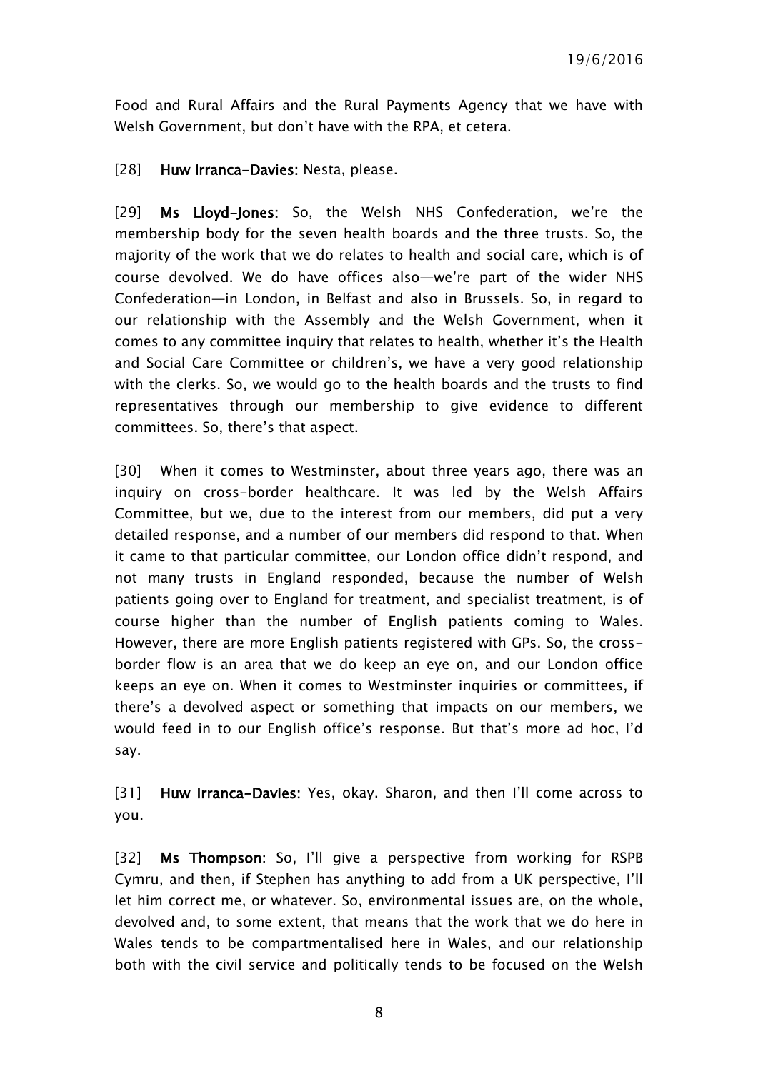Food and Rural Affairs and the Rural Payments Agency that we have with Welsh Government, but don't have with the RPA, et cetera.

[28] **Huw Irranca-Davies**: Nesta, please.

[29] **Ms Lloyd-Jones**: So, the Welsh NHS Confederation, we're the membership body for the seven health boards and the three trusts. So, the majority of the work that we do relates to health and social care, which is of course devolved. We do have offices also—we're part of the wider NHS Confederation—in London, in Belfast and also in Brussels. So, in regard to our relationship with the Assembly and the Welsh Government, when it comes to any committee inquiry that relates to health, whether it's the Health and Social Care Committee or children's, we have a very good relationship with the clerks. So, we would go to the health boards and the trusts to find representatives through our membership to give evidence to different committees. So, there's that aspect.

[30] When it comes to Westminster, about three years ago, there was an inquiry on cross-border healthcare. It was led by the Welsh Affairs Committee, but we, due to the interest from our members, did put a very detailed response, and a number of our members did respond to that. When it came to that particular committee, our London office didn't respond, and not many trusts in England responded, because the number of Welsh patients going over to England for treatment, and specialist treatment, is of course higher than the number of English patients coming to Wales. However, there are more English patients registered with GPs. So, the cross-border flow is an area that we do keep an eye on, and our London office keeps an eye on. When it comes to Westminster inquiries or committees, if there's a devolved aspect or something that impacts on our members, we would feed in to our English office's response. But that's more ad hoc, I'd say.

[31] **Huw Irranca-Davies**: Yes, okay. Sharon, and then I'll come across to you.

[32] **Ms Thompson**: So, I'll give a perspective from working for RSPB Cymru, and then, if Stephen has anything to add from a UK perspective, I'll let him correct me, or whatever. So, environmental issues are, on the whole, devolved and, to some extent, that means that the work that we do here in Wales tends to be compartmentalised here in Wales, and our relationship both with the civil service and politically tends to be focused on the Welsh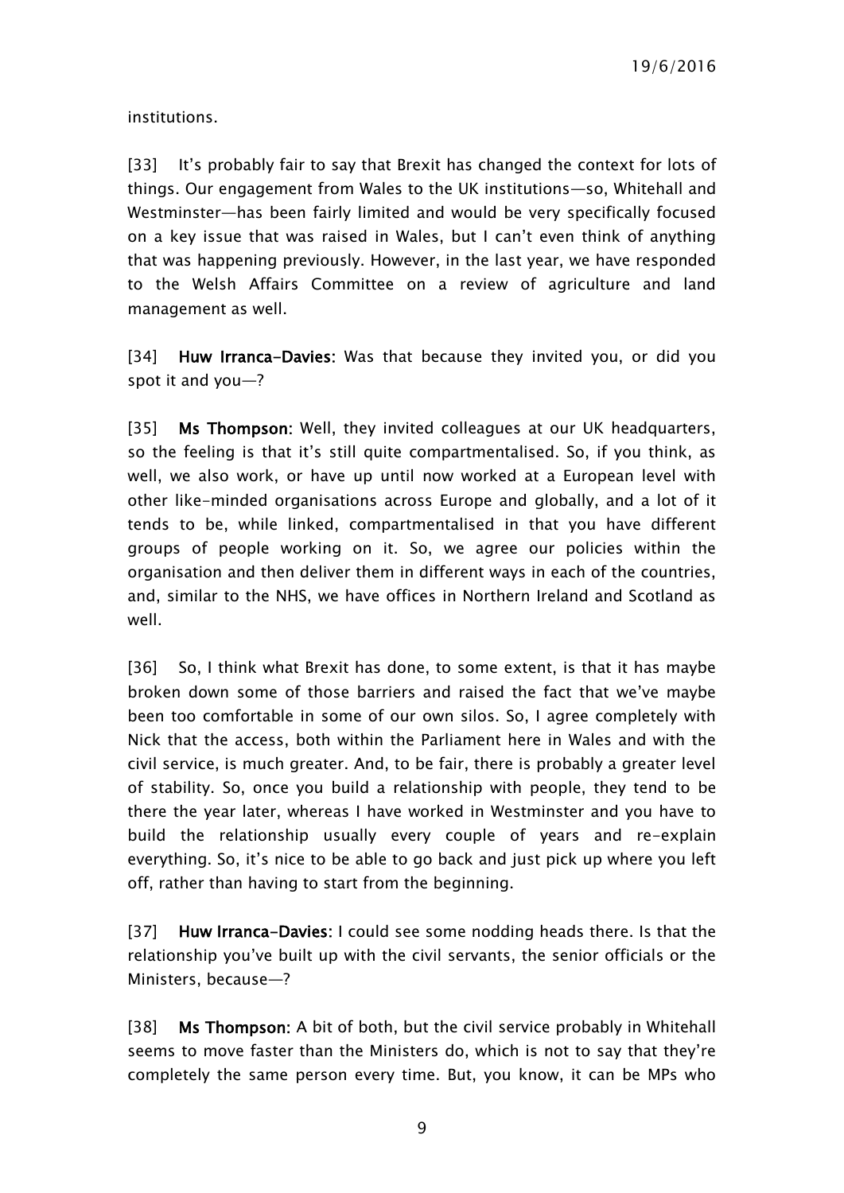institutions.

[33] It's probably fair to say that Brexit has changed the context for lots of things. Our engagement from Wales to the UK institutions—so, Whitehall and Westminster—has been fairly limited and would be very specifically focused on a key issue that was raised in Wales, but I can't even think of anything that was happening previously. However, in the last year, we have responded to the Welsh Affairs Committee on a review of agriculture and land management as well.

[34] **Huw Irranca-Davies:** Was that because they invited you, or did you spot it and you—?

[35] **Ms Thompson:** Well, they invited colleagues at our UK headquarters, so the feeling is that it's still quite compartmentalised. So, if you think, as well, we also work, or have up until now worked at a European level with other like-minded organisations across Europe and globally, and a lot of it tends to be, while linked, compartmentalised in that you have different groups of people working on it. So, we agree our policies within the organisation and then deliver them in different ways in each of the countries, and, similar to the NHS, we have offices in Northern Ireland and Scotland as well.

[36] So, I think what Brexit has done, to some extent, is that it has maybe broken down some of those barriers and raised the fact that we've maybe been too comfortable in some of our own silos. So, I agree completely with Nick that the access, both within the Parliament here in Wales and with the civil service, is much greater. And, to be fair, there is probably a greater level of stability. So, once you build a relationship with people, they tend to be there the year later, whereas I have worked in Westminster and you have to build the relationship usually every couple of years and re-explain everything. So, it's nice to be able to go back and just pick up where you left off, rather than having to start from the beginning.

[37] **Huw Irranca-Davies:** I could see some nodding heads there. Is that the relationship you've built up with the civil servants, the senior officials or the Ministers, because—?

[38] **Ms Thompson:** A bit of both, but the civil service probably in Whitehall seems to move faster than the Ministers do, which is not to say that they're completely the same person every time. But, you know, it can be MPs who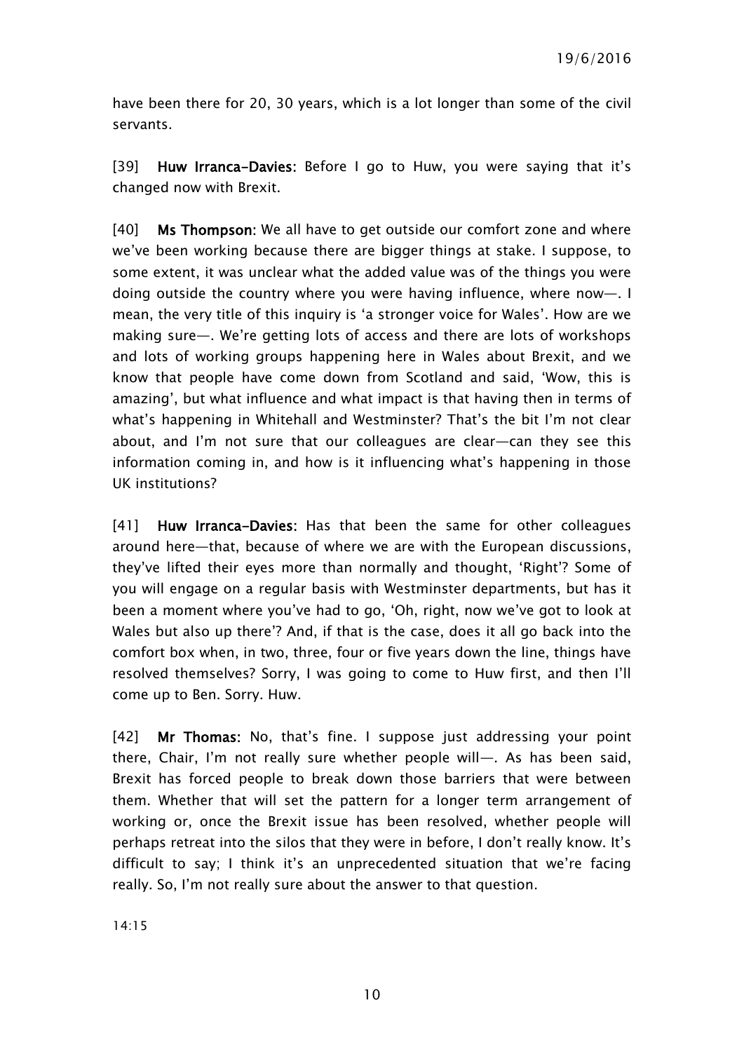have been there for 20, 30 years, which is a lot longer than some of the civil servants.

[39] **Huw Irranca-Davies:** Before I go to Huw, you were saying that it's changed now with Brexit.

[40] **Ms Thompson:** We all have to get outside our comfort zone and where we've been working because there are bigger things at stake. I suppose, to some extent, it was unclear what the added value was of the things you were doing outside the country where you were having influence, where now—. I mean, the very title of this inquiry is 'a stronger voice for Wales'. How are we making sure—. We're getting lots of access and there are lots of workshops and lots of working groups happening here in Wales about Brexit, and we know that people have come down from Scotland and said, 'Wow, this is amazing', but what influence and what impact is that having then in terms of what's happening in Whitehall and Westminster? That's the bit I'm not clear about, and I'm not sure that our colleagues are clear—can they see this information coming in, and how is it influencing what's happening in those UK institutions?

[41] **Huw Irranca-Davies:** Has that been the same for other colleagues around here—that, because of where we are with the European discussions, they've lifted their eyes more than normally and thought, 'Right'? Some of you will engage on a regular basis with Westminster departments, but has it been a moment where you've had to go, 'Oh, right, now we've got to look at Wales but also up there'? And, if that is the case, does it all go back into the comfort box when, in two, three, four or five years down the line, things have resolved themselves? Sorry, I was going to come to Huw first, and then I'll come up to Ben. Sorry. Huw.

[42] **Mr Thomas:** No, that's fine. I suppose just addressing your point there, Chair, I'm not really sure whether people will—. As has been said, Brexit has forced people to break down those barriers that were between them. Whether that will set the pattern for a longer term arrangement of working or, once the Brexit issue has been resolved, whether people will perhaps retreat into the silos that they were in before, I don't really know. It's difficult to say; I think it's an unprecedented situation that we're facing really. So, I'm not really sure about the answer to that question.

14:15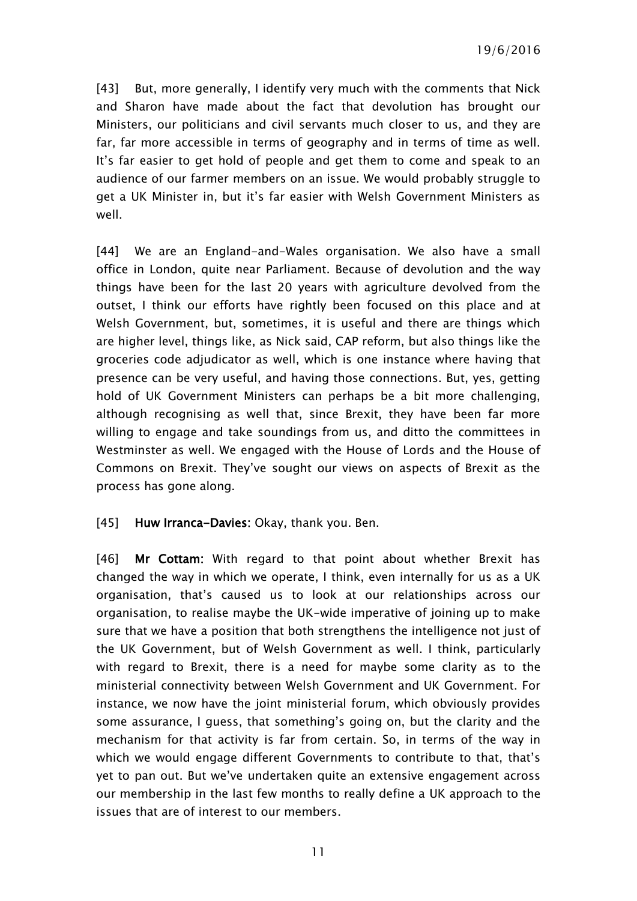[43] But, more generally, I identify very much with the comments that Nick and Sharon have made about the fact that devolution has brought our Ministers, our politicians and civil servants much closer to us, and they are far, far more accessible in terms of geography and in terms of time as well. It's far easier to get hold of people and get them to come and speak to an audience of our farmer members on an issue. We would probably struggle to get a UK Minister in, but it's far easier with Welsh Government Ministers as well.

[44] We are an England-and-Wales organisation. We also have a small office in London, quite near Parliament. Because of devolution and the way things have been for the last 20 years with agriculture devolved from the outset, I think our efforts have rightly been focused on this place and at Welsh Government, but, sometimes, it is useful and there are things which are higher level, things like, as Nick said, CAP reform, but also things like the groceries code adjudicator as well, which is one instance where having that presence can be very useful, and having those connections. But, yes, getting hold of UK Government Ministers can perhaps be a bit more challenging, although recognising as well that, since Brexit, they have been far more willing to engage and take soundings from us, and ditto the committees in Westminster as well. We engaged with the House of Lords and the House of Commons on Brexit. They've sought our views on aspects of Brexit as the process has gone along.

[45] **Huw Irranca-Davies**: Okay, thank you. Ben.

[46] **Mr Cottam**: With regard to that point about whether Brexit has changed the way in which we operate, I think, even internally for us as a UK organisation, that's caused us to look at our relationships across our organisation, to realise maybe the UK-wide imperative of joining up to make sure that we have a position that both strengthens the intelligence not just of the UK Government, but of Welsh Government as well. I think, particularly with regard to Brexit, there is a need for maybe some clarity as to the ministerial connectivity between Welsh Government and UK Government. For instance, we now have the joint ministerial forum, which obviously provides some assurance, I guess, that something's going on, but the clarity and the mechanism for that activity is far from certain. So, in terms of the way in which we would engage different Governments to contribute to that, that's yet to pan out. But we've undertaken quite an extensive engagement across our membership in the last few months to really define a UK approach to the issues that are of interest to our members.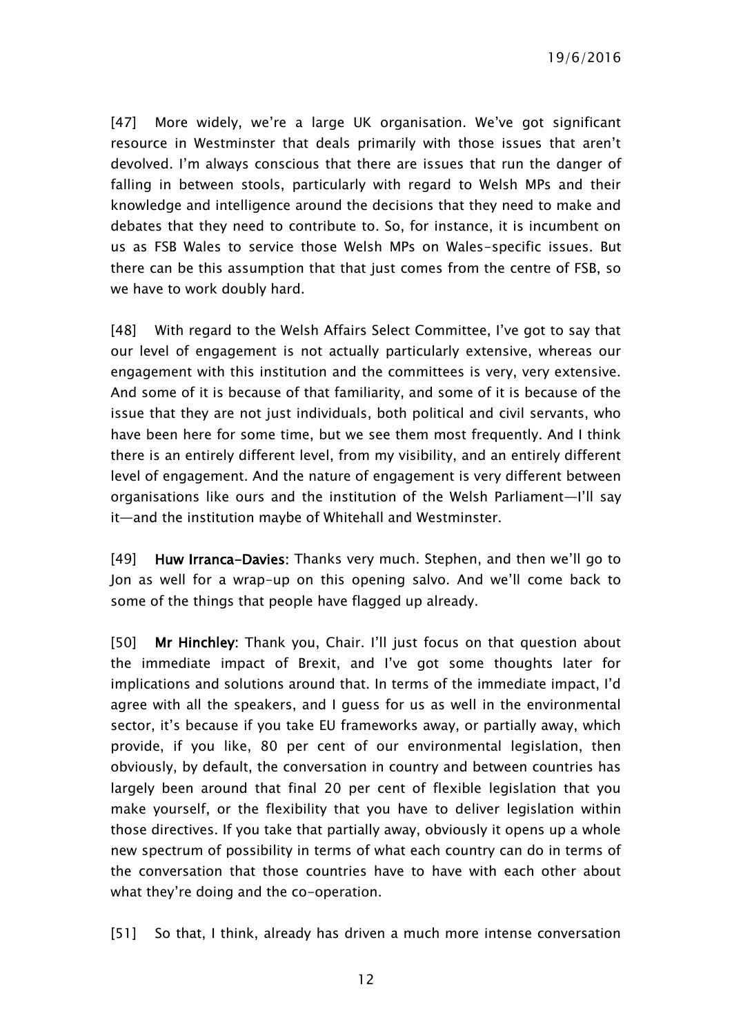[47] More widely, we're a large UK organisation. We've got significant resource in Westminster that deals primarily with those issues that aren't devolved. I'm always conscious that there are issues that run the danger of falling in between stools, particularly with regard to Welsh MPs and their knowledge and intelligence around the decisions that they need to make and debates that they need to contribute to. So, for instance, it is incumbent on us as FSB Wales to service those Welsh MPs on Wales-specific issues. But there can be this assumption that that just comes from the centre of FSB, so we have to work doubly hard.

[48] With regard to the Welsh Affairs Select Committee, I've got to say that our level of engagement is not actually particularly extensive, whereas our engagement with this institution and the committees is very, very extensive. And some of it is because of that familiarity, and some of it is because of the issue that they are not just individuals, both political and civil servants, who have been here for some time, but we see them most frequently. And I think there is an entirely different level, from my visibility, and an entirely different level of engagement. And the nature of engagement is very different between organisations like ours and the institution of the Welsh Parliament—I'll say it—and the institution maybe of Whitehall and Westminster.

[49] **Huw Irranca-Davies**: Thanks very much. Stephen, and then we'll go to Jon as well for a wrap-up on this opening salvo. And we'll come back to some of the things that people have flagged up already.

[50] **Mr Hinchley**: Thank you, Chair. I'll just focus on that question about the immediate impact of Brexit, and I've got some thoughts later for implications and solutions around that. In terms of the immediate impact, I'd agree with all the speakers, and I guess for us as well in the environmental sector, it's because if you take EU frameworks away, or partially away, which provide, if you like, 80 per cent of our environmental legislation, then obviously, by default, the conversation in country and between countries has largely been around that final 20 per cent of flexible legislation that you make yourself, or the flexibility that you have to deliver legislation within those directives. If you take that partially away, obviously it opens up a whole new spectrum of possibility in terms of what each country can do in terms of the conversation that those countries have to have with each other about what they're doing and the co-operation.

[51] So that, I think, already has driven a much more intense conversation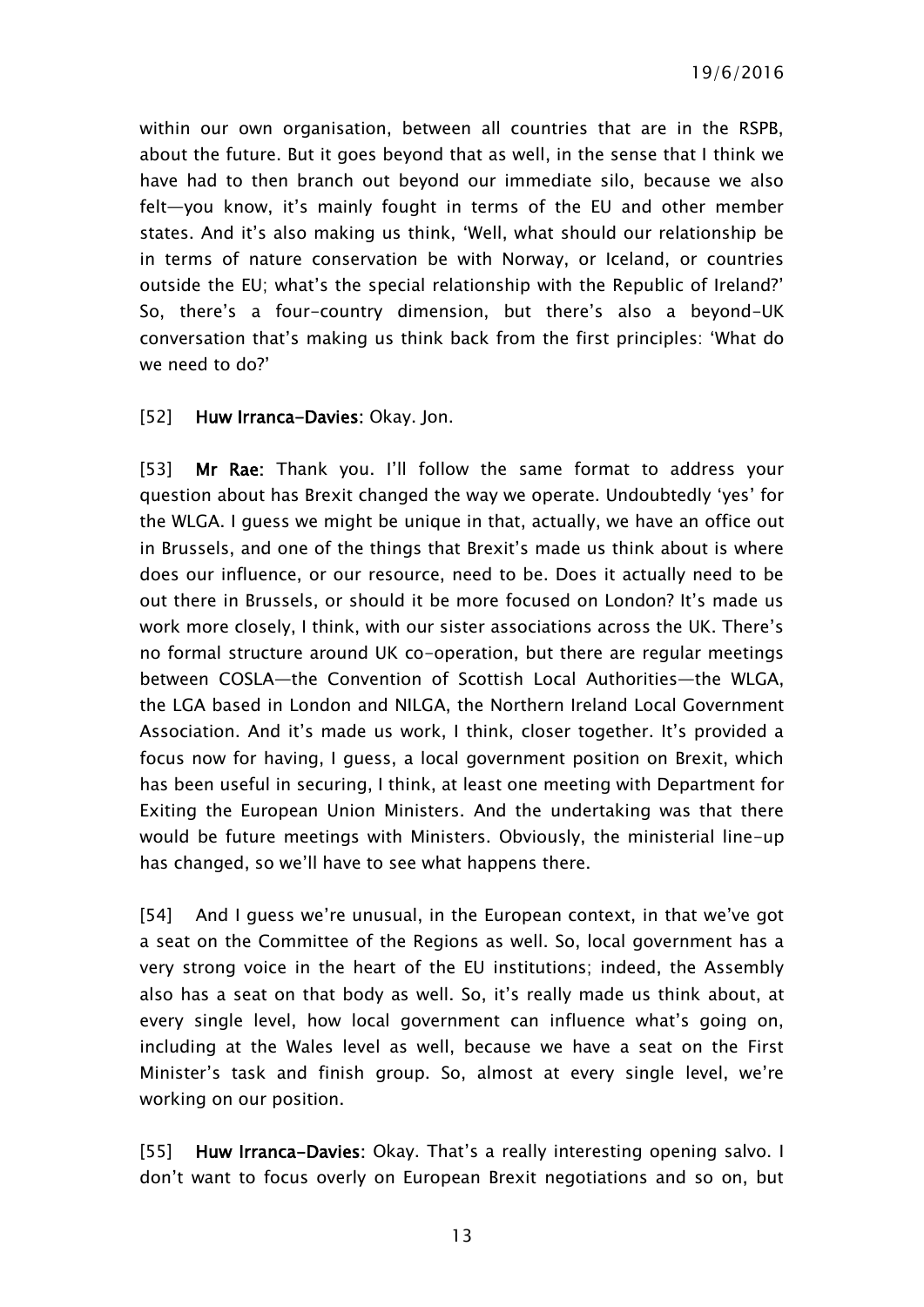within our own organisation, between all countries that are in the RSPB, about the future. But it goes beyond that as well, in the sense that I think we have had to then branch out beyond our immediate silo, because we also felt—you know, it's mainly fought in terms of the EU and other member states. And it's also making us think, 'Well, what should our relationship be in terms of nature conservation be with Norway, or Iceland, or countries outside the EU; what's the special relationship with the Republic of Ireland?' So, there's a four-country dimension, but there's also a beyond-UK conversation that's making us think back from the first principles: 'What do we need to do?'

[52] **Huw Irranca-Davies:** Okay. Jon.

[53] **Mr Rae:** Thank you. I'll follow the same format to address your question about has Brexit changed the way we operate. Undoubtedly 'yes' for the WLGA. I guess we might be unique in that, actually, we have an office out in Brussels, and one of the things that Brexit's made us think about is where does our influence, or our resource, need to be. Does it actually need to be out there in Brussels, or should it be more focused on London? It's made us work more closely, I think, with our sister associations across the UK. There's no formal structure around UK co-operation, but there are regular meetings between COSLA—the Convention of Scottish Local Authorities—the WLGA, the LGA based in London and NILGA, the Northern Ireland Local Government Association. And it's made us work, I think, closer together. It's provided a focus now for having, I guess, a local government position on Brexit, which has been useful in securing, I think, at least one meeting with Department for Exiting the European Union Ministers. And the undertaking was that there would be future meetings with Ministers. Obviously, the ministerial line-up has changed, so we'll have to see what happens there.

[54] And I guess we're unusual, in the European context, in that we've got a seat on the Committee of the Regions as well. So, local government has a very strong voice in the heart of the EU institutions; indeed, the Assembly also has a seat on that body as well. So, it's really made us think about, at every single level, how local government can influence what's going on, including at the Wales level as well, because we have a seat on the First Minister's task and finish group. So, almost at every single level, we're working on our position.

[55] **Huw Irranca-Davies:** Okay. That's a really interesting opening salvo. I don't want to focus overly on European Brexit negotiations and so on, but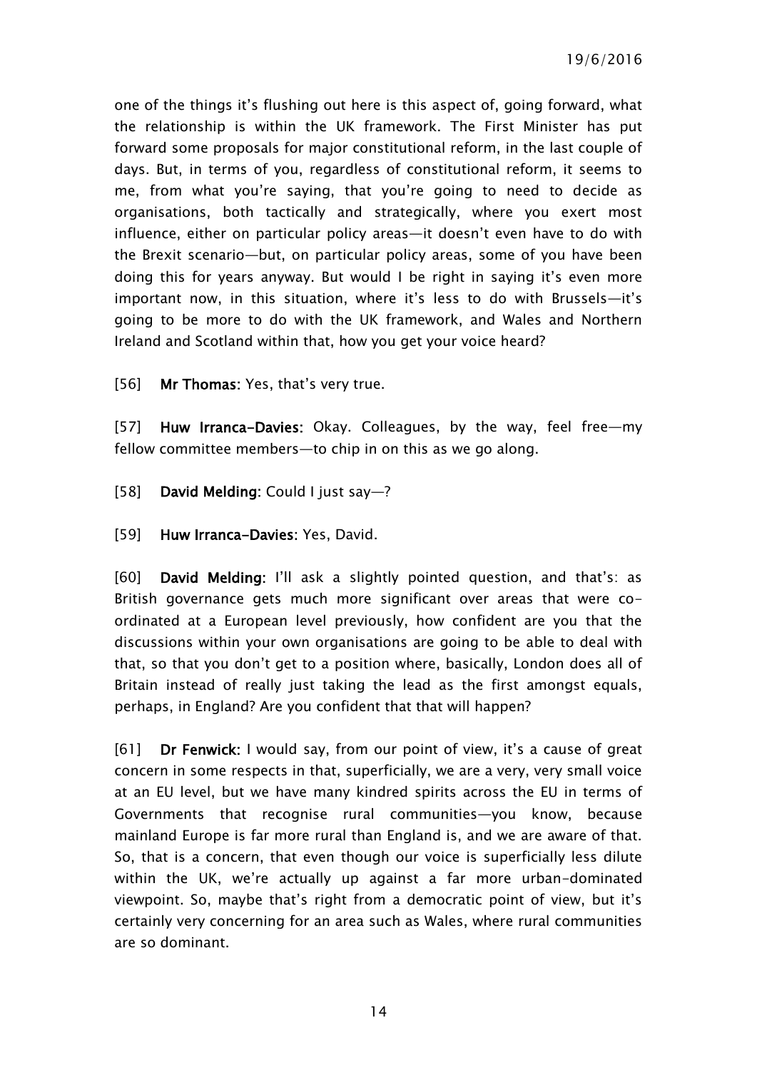one of the things it's flushing out here is this aspect of, going forward, what the relationship is within the UK framework. The First Minister has put forward some proposals for major constitutional reform, in the last couple of days. But, in terms of you, regardless of constitutional reform, it seems to me, from what you're saying, that you're going to need to decide as organisations, both tactically and strategically, where you exert most influence, either on particular policy areas—it doesn't even have to do with the Brexit scenario—but, on particular policy areas, some of you have been doing this for years anyway. But would I be right in saying it's even more important now, in this situation, where it's less to do with Brussels—it's going to be more to do with the UK framework, and Wales and Northern Ireland and Scotland within that, how you get your voice heard?

[56] **Mr Thomas:** Yes, that's very true.

[57] **Huw Irranca-Davies:** Okay. Colleagues, by the way, feel free—my fellow committee members—to chip in on this as we go along.

[58] **David Melding:** Could I just say—?

[59] **Huw Irranca-Davies:** Yes, David.

[60] **David Melding:** I'll ask a slightly pointed question, and that's: as British governance gets much more significant over areas that were co-ordinated at a European level previously, how confident are you that the discussions within your own organisations are going to be able to deal with that, so that you don't get to a position where, basically, London does all of Britain instead of really just taking the lead as the first amongst equals, perhaps, in England? Are you confident that that will happen?

[61] **Dr Fenwick:** I would say, from our point of view, it's a cause of great concern in some respects in that, superficially, we are a very, very small voice at an EU level, but we have many kindred spirits across the EU in terms of Governments that recognise rural communities—you know, because mainland Europe is far more rural than England is, and we are aware of that. So, that is a concern, that even though our voice is superficially less dilute within the UK, we're actually up against a far more urban-dominated viewpoint. So, maybe that's right from a democratic point of view, but it's certainly very concerning for an area such as Wales, where rural communities are so dominant.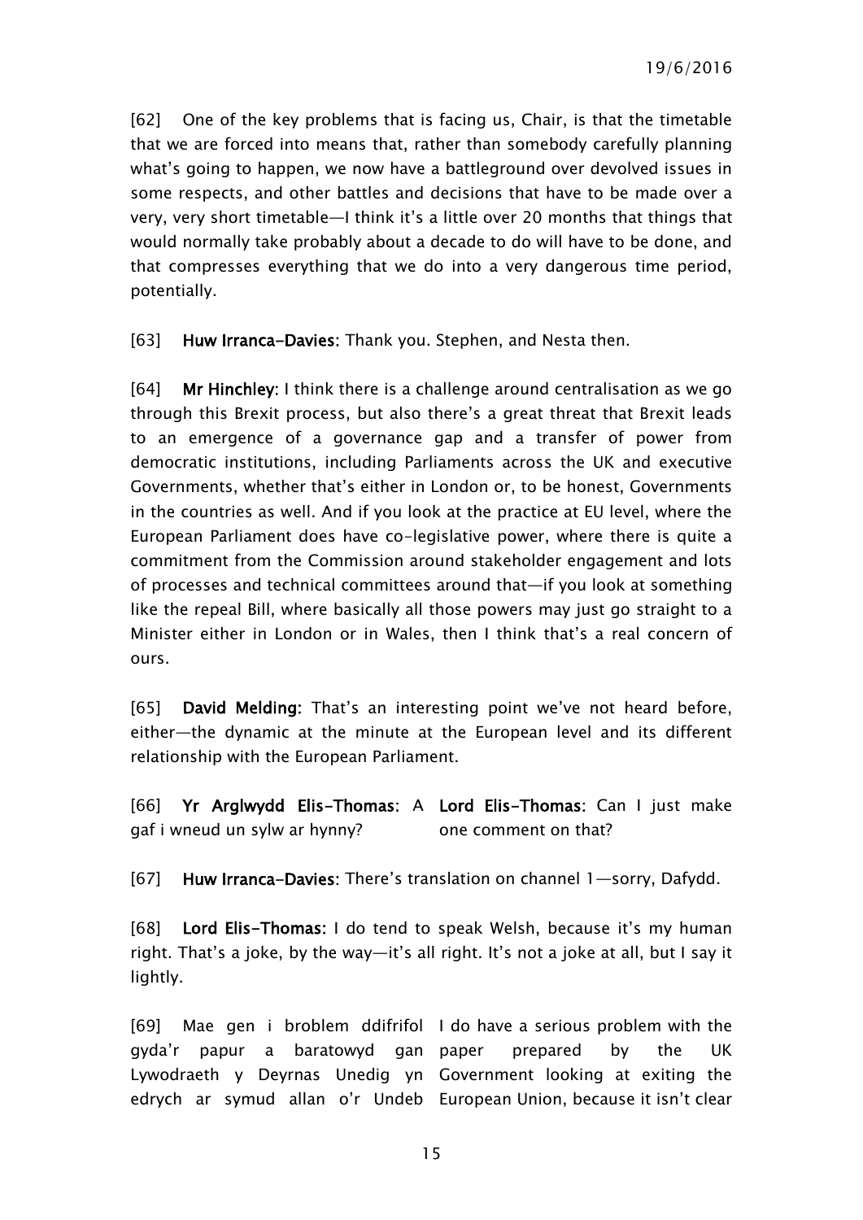[62] One of the key problems that is facing us, Chair, is that the timetable that we are forced into means that, rather than somebody carefully planning what's going to happen, we now have a battleground over devolved issues in some respects, and other battles and decisions that have to be made over a very, very short timetable—I think it's a little over 20 months that things that would normally take probably about a decade to do will have to be done, and that compresses everything that we do into a very dangerous time period, potentially.

[63] **Huw Irranca-Davies**: Thank you. Stephen, and Nesta then.

[64] **Mr Hinchley:** I think there is a challenge around centralisation as we go through this Brexit process, but also there's a great threat that Brexit leads to an emergence of a governance gap and a transfer of power from democratic institutions, including Parliaments across the UK and executive Governments, whether that's either in London or, to be honest, Governments in the countries as well. And if you look at the practice at EU level, where the European Parliament does have co-legislative power, where there is quite a commitment from the Commission around stakeholder engagement and lots of processes and technical committees around that—if you look at something like the repeal Bill, where basically all those powers may just go straight to a Minister either in London or in Wales, then I think that's a real concern of ours.

[65] **David Melding:** That's an interesting point we've not heard before, either—the dynamic at the minute at the European level and its different relationship with the European Parliament.

| | |
|---|---|
| [66] **Yr Arglwydd Elis-Thomas**: A gaf i wneud un sylw ar hynny? | **Lord Elis-Thomas**: Can I just make one comment on that? |

[67] **Huw Irranca-Davies**: There's translation on channel 1—sorry, Dafydd.

[68] **Lord Elis-Thomas:** I do tend to speak Welsh, because it's my human right. That's a joke, by the way—it's all right. It's not a joke at all, but I say it lightly.

| | |
|---|---|
| [69] Mae gen i broblem ddifrifol gyda'r papur a baratowyd gan Lywodraeth y Deyrnas Unedig yn edrych ar symud allan o'r Undeb | I do have a serious problem with the paper prepared by the UK Government looking at exiting the European Union, because it isn't clear |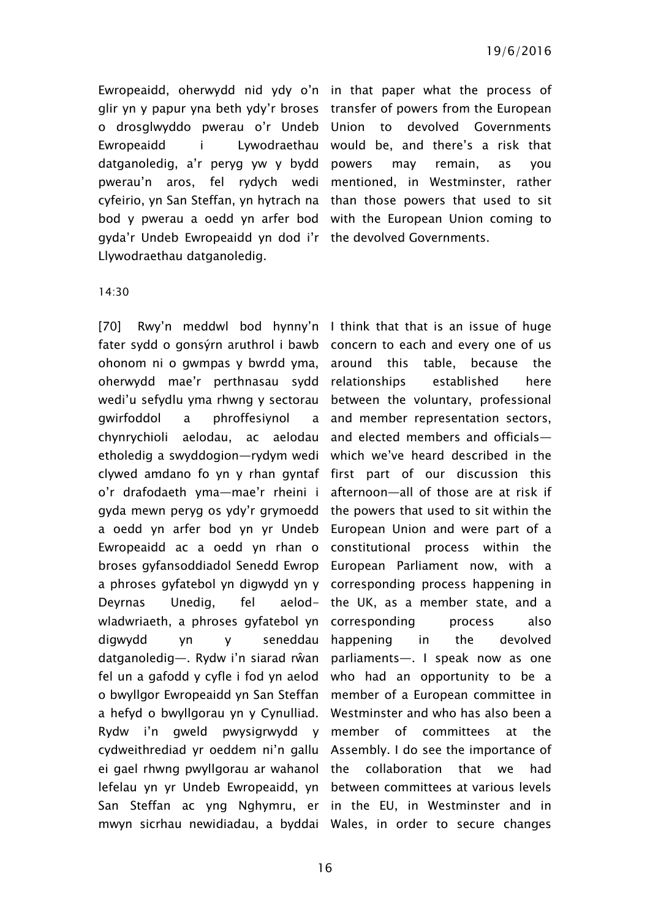Ewropeaidd, oherwydd nid ydy o'n glir yn y papur yna beth ydy'r broses o drosglwyddo pwerau o'r Undeb Ewropeaidd i Lywodraethau datganoledig, a'r peryg yw y bydd pwerau'n aros, fel rydych wedi cyfeirio, yn San Steffan, yn hytrach na bod y pwerau a oedd yn arfer bod gyda'r Undeb Ewropeaidd yn dod i'r Llywodraethau datganoledig.

in that paper what the process of transfer of powers from the European Union to devolved Governments would be, and there's a risk that powers may remain, as you mentioned, in Westminster, rather than those powers that used to sit with the European Union coming to the devolved Governments.

14:30

[70] Rwy'n meddwl bod hynny'n fater sydd o gonsýrn aruthrol i bawb ohonom ni o gwmpas y bwrdd yma, oherwydd mae'r perthnasau sydd wedi'u sefydlu yma rhwng y sectorau gwirfoddol a phroffesiynol a chynrychioli aelodau, ac aelodau etholedig a swyddogion—rydym wedi clywed amdano fo yn y rhan gyntaf o'r drafodaeth yma—mae'r rheini i gyda mewn peryg os ydy'r grymoedd a oedd yn arfer bod yn yr Undeb Ewropeaidd ac a oedd yn rhan o broses gyfansoddiadol Senedd Ewrop a phroses gyfatebol yn digwydd yn y Deyrnas Unedig, fel aelod-wladwriaeth, a phroses gyfatebol yn digwydd yn y seneddau datganoledig—. Rydw i'n siarad rŵan fel un a gafodd y cyfle i fod yn aelod o bwyllgor Ewropeaidd yn San Steffan a hefyd o bwyllgorau yn y Cynulliad. Rydw i'n gweld pwysigrwydd y cydweithrediad yr oeddem ni'n gallu ei gael rhwng pwyllgorau ar wahanol lefelau yn yr Undeb Ewropeaidd, yn San Steffan ac yng Nghymru, er mwyn sicrhau newidiadau, a byddai

I think that that is an issue of huge concern to each and every one of us around this table, because the relationships established here between the voluntary, professional and member representation sectors, and elected members and officials—which we've heard described in the first part of our discussion this afternoon—all of those are at risk if the powers that used to sit within the European Union and were part of a constitutional process within the European Parliament now, with a corresponding process happening in the UK, as a member state, and a corresponding process also happening in the devolved parliaments—. I speak now as one who had an opportunity to be a member of a European committee in Westminster and who has also been a member of committees at the Assembly. I do see the importance of the collaboration that we had between committees at various levels in the EU, in Westminster and in Wales, in order to secure changes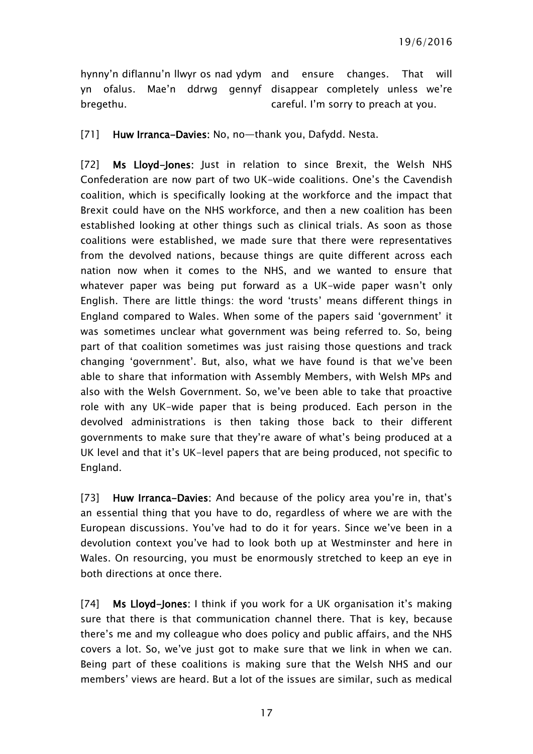| | |
|---|---|
| hynny'n diflannu'n llwyr os nad ydym yn ofalus. Mae'n ddrwg gennyf bregethu. | and ensure changes. That will disappear completely unless we're careful. I'm sorry to preach at you. |

[71] **Huw Irranca-Davies:** No, no—thank you, Dafydd. Nesta.

[72] **Ms Lloyd-Jones:** Just in relation to since Brexit, the Welsh NHS Confederation are now part of two UK-wide coalitions. One's the Cavendish coalition, which is specifically looking at the workforce and the impact that Brexit could have on the NHS workforce, and then a new coalition has been established looking at other things such as clinical trials. As soon as those coalitions were established, we made sure that there were representatives from the devolved nations, because things are quite different across each nation now when it comes to the NHS, and we wanted to ensure that whatever paper was being put forward as a UK-wide paper wasn't only English. There are little things: the word 'trusts' means different things in England compared to Wales. When some of the papers said 'government' it was sometimes unclear what government was being referred to. So, being part of that coalition sometimes was just raising those questions and track changing 'government'. But, also, what we have found is that we've been able to share that information with Assembly Members, with Welsh MPs and also with the Welsh Government. So, we've been able to take that proactive role with any UK-wide paper that is being produced. Each person in the devolved administrations is then taking those back to their different governments to make sure that they're aware of what's being produced at a UK level and that it's UK-level papers that are being produced, not specific to England.

[73] **Huw Irranca-Davies:** And because of the policy area you're in, that's an essential thing that you have to do, regardless of where we are with the European discussions. You've had to do it for years. Since we've been in a devolution context you've had to look both up at Westminster and here in Wales. On resourcing, you must be enormously stretched to keep an eye in both directions at once there.

[74] **Ms Lloyd-Jones:** I think if you work for a UK organisation it's making sure that there is that communication channel there. That is key, because there's me and my colleague who does policy and public affairs, and the NHS covers a lot. So, we've just got to make sure that we link in when we can. Being part of these coalitions is making sure that the Welsh NHS and our members' views are heard. But a lot of the issues are similar, such as medical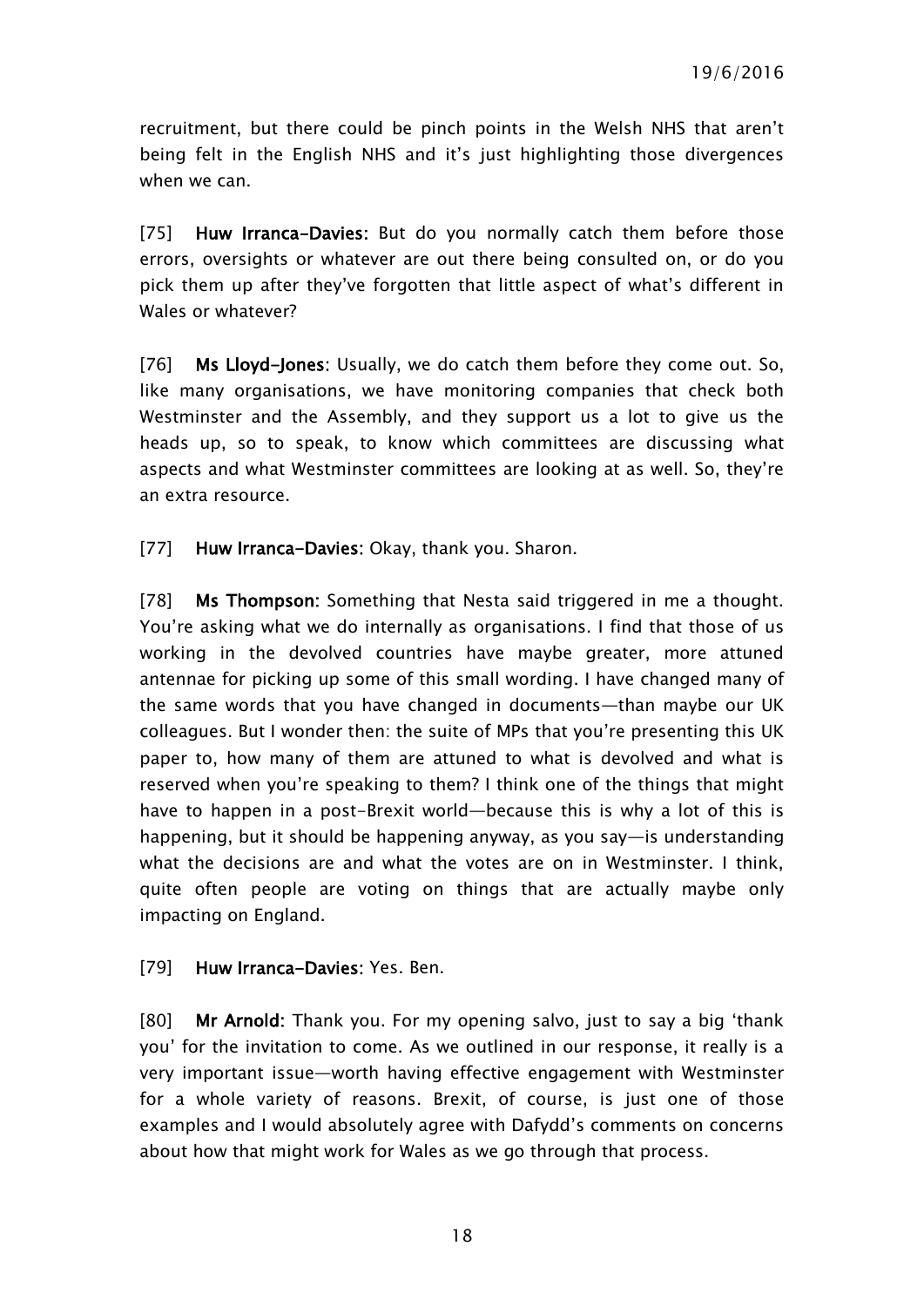recruitment, but there could be pinch points in the Welsh NHS that aren't being felt in the English NHS and it's just highlighting those divergences when we can.

[75] **Huw Irranca-Davies:** But do you normally catch them before those errors, oversights or whatever are out there being consulted on, or do you pick them up after they've forgotten that little aspect of what's different in Wales or whatever?

[76] **Ms Lloyd-Jones:** Usually, we do catch them before they come out. So, like many organisations, we have monitoring companies that check both Westminster and the Assembly, and they support us a lot to give us the heads up, so to speak, to know which committees are discussing what aspects and what Westminster committees are looking at as well. So, they're an extra resource.

[77] **Huw Irranca-Davies:** Okay, thank you. Sharon.

[78] **Ms Thompson:** Something that Nesta said triggered in me a thought. You're asking what we do internally as organisations. I find that those of us working in the devolved countries have maybe greater, more attuned antennae for picking up some of this small wording. I have changed many of the same words that you have changed in documents—than maybe our UK colleagues. But I wonder then: the suite of MPs that you're presenting this UK paper to, how many of them are attuned to what is devolved and what is reserved when you're speaking to them? I think one of the things that might have to happen in a post-Brexit world—because this is why a lot of this is happening, but it should be happening anyway, as you say—is understanding what the decisions are and what the votes are on in Westminster. I think, quite often people are voting on things that are actually maybe only impacting on England.

[79] **Huw Irranca-Davies:** Yes. Ben.

[80] **Mr Arnold:** Thank you. For my opening salvo, just to say a big 'thank you' for the invitation to come. As we outlined in our response, it really is a very important issue—worth having effective engagement with Westminster for a whole variety of reasons. Brexit, of course, is just one of those examples and I would absolutely agree with Dafydd's comments on concerns about how that might work for Wales as we go through that process.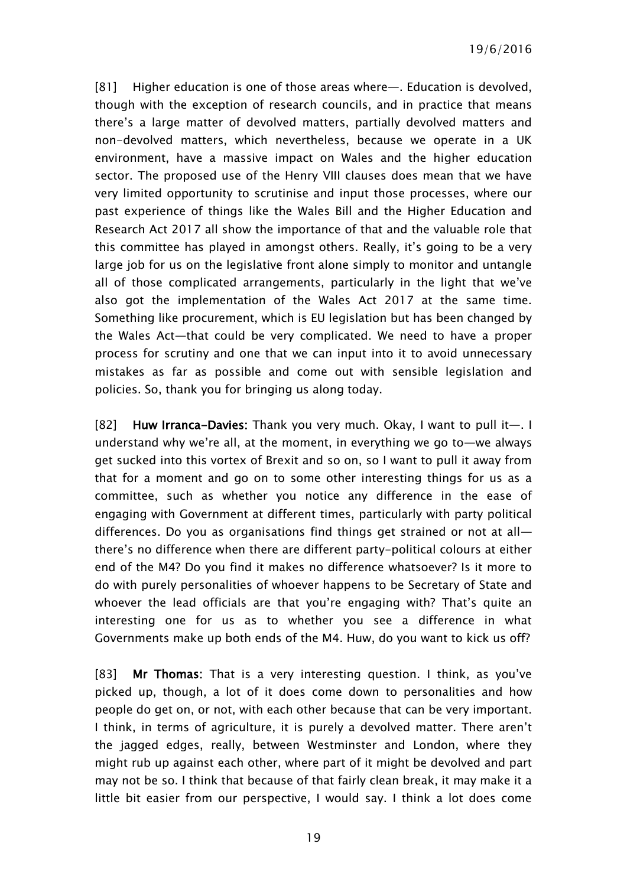[81] Higher education is one of those areas where—. Education is devolved, though with the exception of research councils, and in practice that means there's a large matter of devolved matters, partially devolved matters and non-devolved matters, which nevertheless, because we operate in a UK environment, have a massive impact on Wales and the higher education sector. The proposed use of the Henry VIII clauses does mean that we have very limited opportunity to scrutinise and input those processes, where our past experience of things like the Wales Bill and the Higher Education and Research Act 2017 all show the importance of that and the valuable role that this committee has played in amongst others. Really, it's going to be a very large job for us on the legislative front alone simply to monitor and untangle all of those complicated arrangements, particularly in the light that we've also got the implementation of the Wales Act 2017 at the same time. Something like procurement, which is EU legislation but has been changed by the Wales Act—that could be very complicated. We need to have a proper process for scrutiny and one that we can input into it to avoid unnecessary mistakes as far as possible and come out with sensible legislation and policies. So, thank you for bringing us along today.

[82] **Huw Irranca-Davies:** Thank you very much. Okay, I want to pull it—. I understand why we're all, at the moment, in everything we go to—we always get sucked into this vortex of Brexit and so on, so I want to pull it away from that for a moment and go on to some other interesting things for us as a committee, such as whether you notice any difference in the ease of engaging with Government at different times, particularly with party political differences. Do you as organisations find things get strained or not at all—there's no difference when there are different party-political colours at either end of the M4? Do you find it makes no difference whatsoever? Is it more to do with purely personalities of whoever happens to be Secretary of State and whoever the lead officials are that you're engaging with? That's quite an interesting one for us as to whether you see a difference in what Governments make up both ends of the M4. Huw, do you want to kick us off?

[83] **Mr Thomas:** That is a very interesting question. I think, as you've picked up, though, a lot of it does come down to personalities and how people do get on, or not, with each other because that can be very important. I think, in terms of agriculture, it is purely a devolved matter. There aren't the jagged edges, really, between Westminster and London, where they might rub up against each other, where part of it might be devolved and part may not be so. I think that because of that fairly clean break, it may make it a little bit easier from our perspective, I would say. I think a lot does come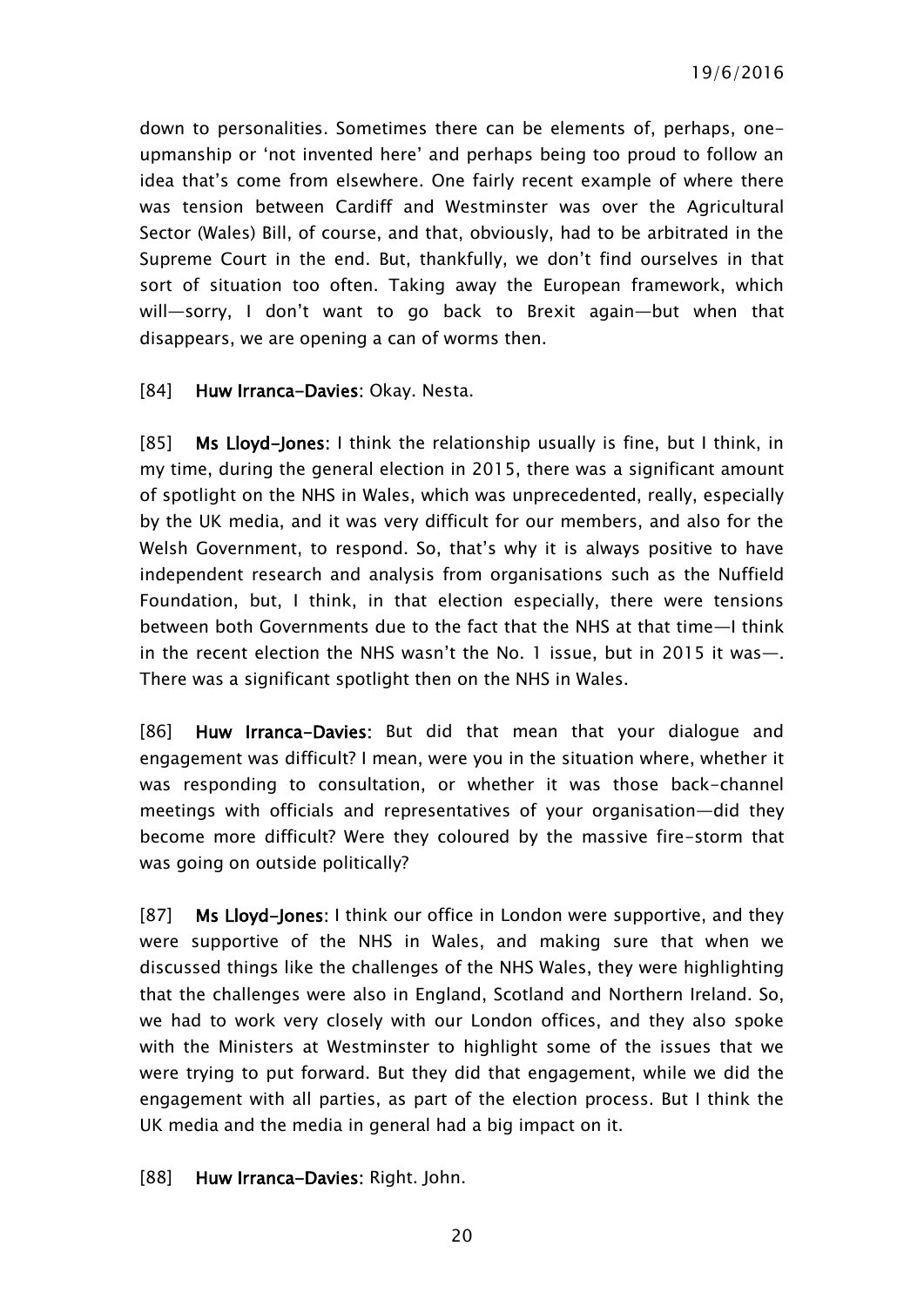down to personalities. Sometimes there can be elements of, perhaps, one-upmanship or 'not invented here' and perhaps being too proud to follow an idea that's come from elsewhere. One fairly recent example of where there was tension between Cardiff and Westminster was over the Agricultural Sector (Wales) Bill, of course, and that, obviously, had to be arbitrated in the Supreme Court in the end. But, thankfully, we don't find ourselves in that sort of situation too often. Taking away the European framework, which will—sorry, I don't want to go back to Brexit again—but when that disappears, we are opening a can of worms then.

[84] **Huw Irranca-Davies**: Okay. Nesta.

[85] **Ms Lloyd-Jones**: I think the relationship usually is fine, but I think, in my time, during the general election in 2015, there was a significant amount of spotlight on the NHS in Wales, which was unprecedented, really, especially by the UK media, and it was very difficult for our members, and also for the Welsh Government, to respond. So, that's why it is always positive to have independent research and analysis from organisations such as the Nuffield Foundation, but, I think, in that election especially, there were tensions between both Governments due to the fact that the NHS at that time—I think in the recent election the NHS wasn't the No. 1 issue, but in 2015 it was—. There was a significant spotlight then on the NHS in Wales.

[86] **Huw Irranca-Davies**: But did that mean that your dialogue and engagement was difficult? I mean, were you in the situation where, whether it was responding to consultation, or whether it was those back-channel meetings with officials and representatives of your organisation—did they become more difficult? Were they coloured by the massive fire-storm that was going on outside politically?

[87] **Ms Lloyd-Jones**: I think our office in London were supportive, and they were supportive of the NHS in Wales, and making sure that when we discussed things like the challenges of the NHS Wales, they were highlighting that the challenges were also in England, Scotland and Northern Ireland. So, we had to work very closely with our London offices, and they also spoke with the Ministers at Westminster to highlight some of the issues that we were trying to put forward. But they did that engagement, while we did the engagement with all parties, as part of the election process. But I think the UK media and the media in general had a big impact on it.

[88] **Huw Irranca-Davies**: Right. John.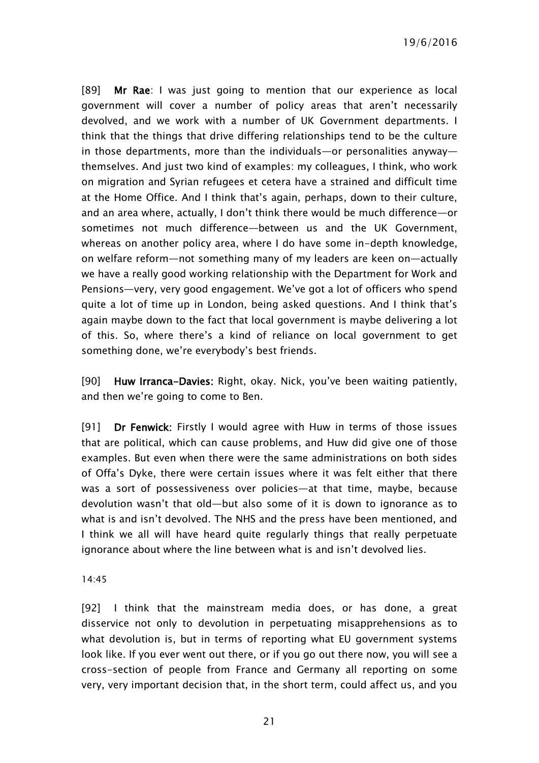[89] **Mr Rae**: I was just going to mention that our experience as local government will cover a number of policy areas that aren't necessarily devolved, and we work with a number of UK Government departments. I think that the things that drive differing relationships tend to be the culture in those departments, more than the individuals—or personalities anyway—themselves. And just two kind of examples: my colleagues, I think, who work on migration and Syrian refugees et cetera have a strained and difficult time at the Home Office. And I think that's again, perhaps, down to their culture, and an area where, actually, I don't think there would be much difference—or sometimes not much difference—between us and the UK Government, whereas on another policy area, where I do have some in-depth knowledge, on welfare reform—not something many of my leaders are keen on—actually we have a really good working relationship with the Department for Work and Pensions—very, very good engagement. We've got a lot of officers who spend quite a lot of time up in London, being asked questions. And I think that's again maybe down to the fact that local government is maybe delivering a lot of this. So, where there's a kind of reliance on local government to get something done, we're everybody's best friends.

[90] **Huw Irranca-Davies:** Right, okay. Nick, you've been waiting patiently, and then we're going to come to Ben.

[91] **Dr Fenwick:** Firstly I would agree with Huw in terms of those issues that are political, which can cause problems, and Huw did give one of those examples. But even when there were the same administrations on both sides of Offa's Dyke, there were certain issues where it was felt either that there was a sort of possessiveness over policies—at that time, maybe, because devolution wasn't that old—but also some of it is down to ignorance as to what is and isn't devolved. The NHS and the press have been mentioned, and I think we all will have heard quite regularly things that really perpetuate ignorance about where the line between what is and isn't devolved lies.

14:45

[92] I think that the mainstream media does, or has done, a great disservice not only to devolution in perpetuating misapprehensions as to what devolution is, but in terms of reporting what EU government systems look like. If you ever went out there, or if you go out there now, you will see a cross-section of people from France and Germany all reporting on some very, very important decision that, in the short term, could affect us, and you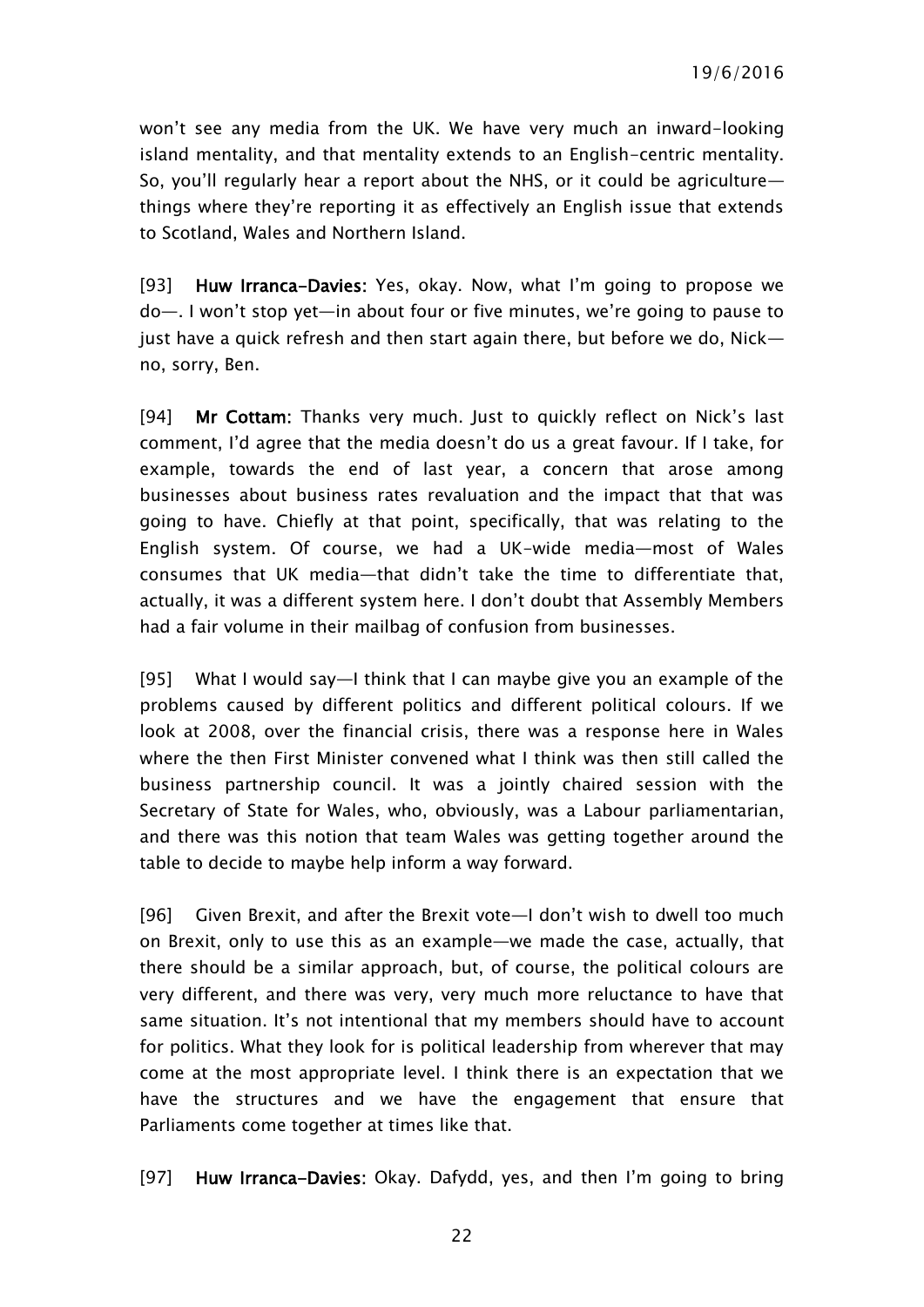won't see any media from the UK. We have very much an inward-looking island mentality, and that mentality extends to an English-centric mentality. So, you'll regularly hear a report about the NHS, or it could be agriculture—things where they're reporting it as effectively an English issue that extends to Scotland, Wales and Northern Island.

[93] **Huw Irranca-Davies:** Yes, okay. Now, what I'm going to propose we do—. I won't stop yet—in about four or five minutes, we're going to pause to just have a quick refresh and then start again there, but before we do, Nick—no, sorry, Ben.

[94] **Mr Cottam:** Thanks very much. Just to quickly reflect on Nick's last comment, I'd agree that the media doesn't do us a great favour. If I take, for example, towards the end of last year, a concern that arose among businesses about business rates revaluation and the impact that that was going to have. Chiefly at that point, specifically, that was relating to the English system. Of course, we had a UK-wide media—most of Wales consumes that UK media—that didn't take the time to differentiate that, actually, it was a different system here. I don't doubt that Assembly Members had a fair volume in their mailbag of confusion from businesses.

[95] What I would say—I think that I can maybe give you an example of the problems caused by different politics and different political colours. If we look at 2008, over the financial crisis, there was a response here in Wales where the then First Minister convened what I think was then still called the business partnership council. It was a jointly chaired session with the Secretary of State for Wales, who, obviously, was a Labour parliamentarian, and there was this notion that team Wales was getting together around the table to decide to maybe help inform a way forward.

[96] Given Brexit, and after the Brexit vote—I don't wish to dwell too much on Brexit, only to use this as an example—we made the case, actually, that there should be a similar approach, but, of course, the political colours are very different, and there was very, very much more reluctance to have that same situation. It's not intentional that my members should have to account for politics. What they look for is political leadership from wherever that may come at the most appropriate level. I think there is an expectation that we have the structures and we have the engagement that ensure that Parliaments come together at times like that.

[97] **Huw Irranca-Davies:** Okay. Dafydd, yes, and then I'm going to bring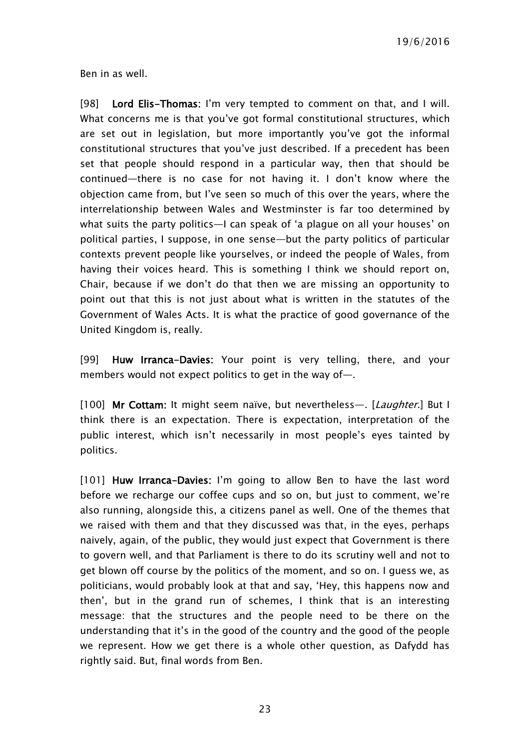Ben in as well.

[98] **Lord Elis-Thomas:** I'm very tempted to comment on that, and I will. What concerns me is that you've got formal constitutional structures, which are set out in legislation, but more importantly you've got the informal constitutional structures that you've just described. If a precedent has been set that people should respond in a particular way, then that should be continued—there is no case for not having it. I don't know where the objection came from, but I've seen so much of this over the years, where the interrelationship between Wales and Westminster is far too determined by what suits the party politics—I can speak of 'a plague on all your houses' on political parties, I suppose, in one sense—but the party politics of particular contexts prevent people like yourselves, or indeed the people of Wales, from having their voices heard. This is something I think we should report on, Chair, because if we don't do that then we are missing an opportunity to point out that this is not just about what is written in the statutes of the Government of Wales Acts. It is what the practice of good governance of the United Kingdom is, really.

[99] **Huw Irranca-Davies:** Your point is very telling, there, and your members would not expect politics to get in the way of—.

[100] **Mr Cottam:** It might seem naïve, but nevertheless—. [*Laughter.*] But I think there is an expectation. There is expectation, interpretation of the public interest, which isn't necessarily in most people's eyes tainted by politics.

[101] **Huw Irranca-Davies:** I'm going to allow Ben to have the last word before we recharge our coffee cups and so on, but just to comment, we're also running, alongside this, a citizens panel as well. One of the themes that we raised with them and that they discussed was that, in the eyes, perhaps naively, again, of the public, they would just expect that Government is there to govern well, and that Parliament is there to do its scrutiny well and not to get blown off course by the politics of the moment, and so on. I guess we, as politicians, would probably look at that and say, 'Hey, this happens now and then', but in the grand run of schemes, I think that is an interesting message: that the structures and the people need to be there on the understanding that it's in the good of the country and the good of the people we represent. How we get there is a whole other question, as Dafydd has rightly said. But, final words from Ben.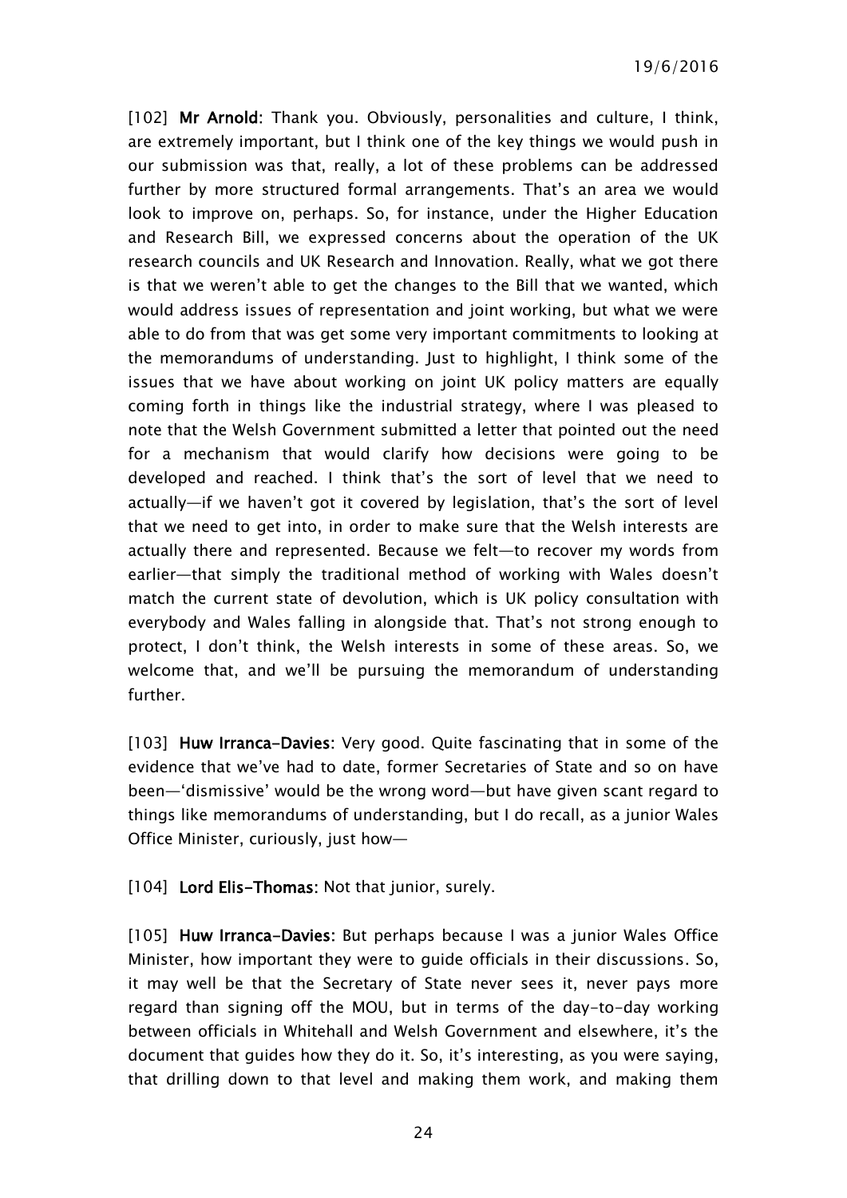[102] **Mr Arnold**: Thank you. Obviously, personalities and culture, I think, are extremely important, but I think one of the key things we would push in our submission was that, really, a lot of these problems can be addressed further by more structured formal arrangements. That's an area we would look to improve on, perhaps. So, for instance, under the Higher Education and Research Bill, we expressed concerns about the operation of the UK research councils and UK Research and Innovation. Really, what we got there is that we weren't able to get the changes to the Bill that we wanted, which would address issues of representation and joint working, but what we were able to do from that was get some very important commitments to looking at the memorandums of understanding. Just to highlight, I think some of the issues that we have about working on joint UK policy matters are equally coming forth in things like the industrial strategy, where I was pleased to note that the Welsh Government submitted a letter that pointed out the need for a mechanism that would clarify how decisions were going to be developed and reached. I think that's the sort of level that we need to actually—if we haven't got it covered by legislation, that's the sort of level that we need to get into, in order to make sure that the Welsh interests are actually there and represented. Because we felt—to recover my words from earlier—that simply the traditional method of working with Wales doesn't match the current state of devolution, which is UK policy consultation with everybody and Wales falling in alongside that. That's not strong enough to protect, I don't think, the Welsh interests in some of these areas. So, we welcome that, and we'll be pursuing the memorandum of understanding further.

[103] **Huw Irranca-Davies**: Very good. Quite fascinating that in some of the evidence that we've had to date, former Secretaries of State and so on have been—'dismissive' would be the wrong word—but have given scant regard to things like memorandums of understanding, but I do recall, as a junior Wales Office Minister, curiously, just how—

[104] **Lord Elis-Thomas**: Not that junior, surely.

[105] **Huw Irranca-Davies**: But perhaps because I was a junior Wales Office Minister, how important they were to guide officials in their discussions. So, it may well be that the Secretary of State never sees it, never pays more regard than signing off the MOU, but in terms of the day-to-day working between officials in Whitehall and Welsh Government and elsewhere, it's the document that guides how they do it. So, it's interesting, as you were saying, that drilling down to that level and making them work, and making them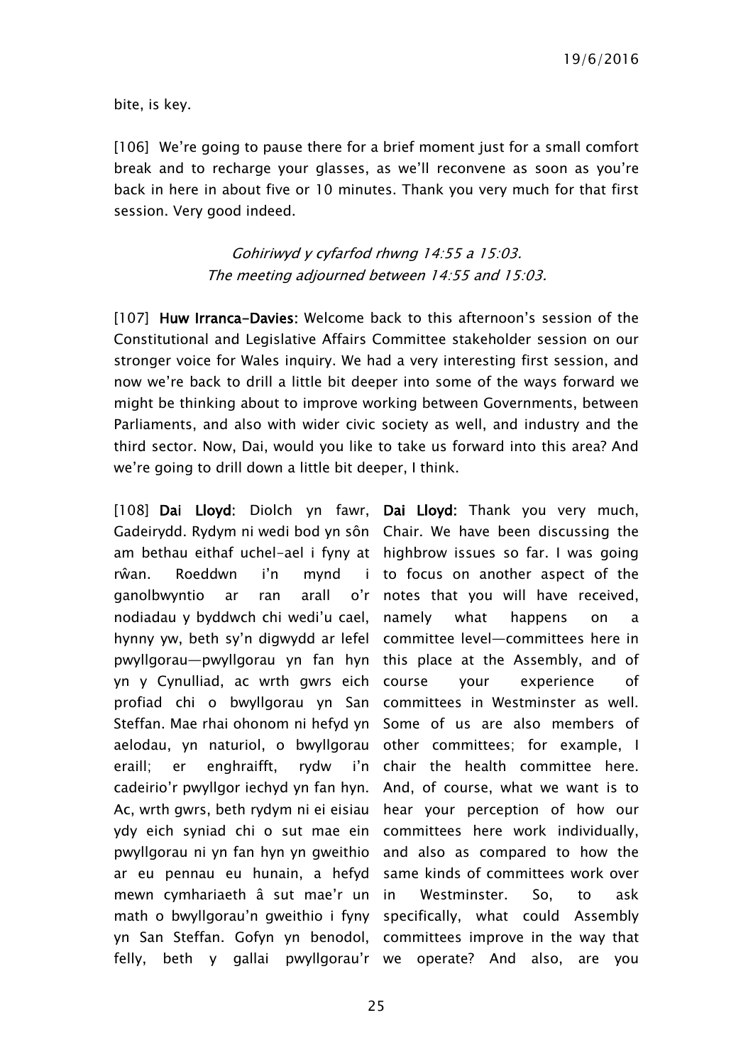bite, is key.

[106] We're going to pause there for a brief moment just for a small comfort break and to recharge your glasses, as we'll reconvene as soon as you're back in here in about five or 10 minutes. Thank you very much for that first session. Very good indeed.

*Gohiriwyd y cyfarfod rhwng 14:55 a 15:03.*
*The meeting adjourned between 14:55 and 15:03.*

[107] **Huw Irranca-Davies:** Welcome back to this afternoon's session of the Constitutional and Legislative Affairs Committee stakeholder session on our stronger voice for Wales inquiry. We had a very interesting first session, and now we're back to drill a little bit deeper into some of the ways forward we might be thinking about to improve working between Governments, between Parliaments, and also with wider civic society as well, and industry and the third sector. Now, Dai, would you like to take us forward into this area? And we're going to drill down a little bit deeper, I think.

| | |
|---|---|
| [108] **Dai Lloyd:** Diolch yn fawr, Gadeirydd. Rydym ni wedi bod yn sôn am bethau eithaf uchel-ael i fyny at rŵan. Roeddwn i'n mynd i ganolbwyntio ar ran arall o'r nodiadau y byddwch chi wedi'u cael, hynny yw, beth sy'n digwydd ar lefel pwyllgorau—pwyllgorau yn fan hyn yn y Cynulliad, ac wrth gwrs eich profiad chi o bwyllgorau yn San Steffan. Mae rhai ohonom ni hefyd yn aelodau, yn naturiol, o bwyllgorau eraill; er enghraifft, rydw i'n cadeirio'r pwyllgor iechyd yn fan hyn. Ac, wrth gwrs, beth rydym ni ei eisiau ydy eich syniad chi o sut mae ein pwyllgorau ni yn fan hyn yn gweithio ar eu pennau eu hunain, a hefyd mewn cymhariaeth â sut mae'r un math o bwyllgorau'n gweithio i fyny yn San Steffan. Gofyn yn benodol, felly, beth y gallai pwyllgorau'r | **Dai Lloyd:** Thank you very much, Chair. We have been discussing the highbrow issues so far. I was going to focus on another aspect of the notes that you will have received, namely what happens on a committee level—committees here in this place at the Assembly, and of course your experience of committees in Westminster as well. Some of us are also members of other committees; for example, I chair the health committee here. And, of course, what we want is to hear your perception of how our committees here work individually, and also as compared to how the same kinds of committees work over in Westminster. So, to ask specifically, what could Assembly committees improve in the way that we operate? And also, are you |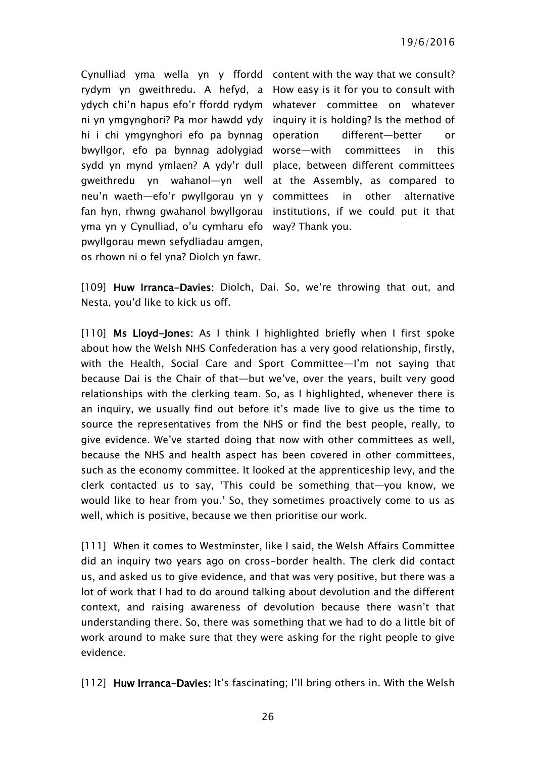Cynulliad yma wella yn y ffordd rydym yn gweithredu. A hefyd, a ydych chi'n hapus efo'r ffordd rydym ni yn ymgynghori? Pa mor hawdd ydy hi i chi ymgynghori efo pa bynnag bwyllgor, efo pa bynnag adolygiad sydd yn mynd ymlaen? A ydy'r dull gweithredu yn wahanol—yn well neu'n waeth—efo'r pwyllgorau yn y fan hyn, rhwng gwahanol bwyllgorau yma yn y Cynulliad, o'u cymharu efo pwyllgorau mewn sefydliadau amgen, os rhown ni o fel yna? Diolch yn fawr.

content with the way that we consult? How easy is it for you to consult with whatever committee on whatever inquiry it is holding? Is the method of operation different—better or worse—with committees in this place, between different committees at the Assembly, as compared to committees in other alternative institutions, if we could put it that way? Thank you.

[109] **Huw Irranca-Davies:** Diolch, Dai. So, we're throwing that out, and Nesta, you'd like to kick us off.

[110] **Ms Lloyd-Jones:** As I think I highlighted briefly when I first spoke about how the Welsh NHS Confederation has a very good relationship, firstly, with the Health, Social Care and Sport Committee—I'm not saying that because Dai is the Chair of that—but we've, over the years, built very good relationships with the clerking team. So, as I highlighted, whenever there is an inquiry, we usually find out before it's made live to give us the time to source the representatives from the NHS or find the best people, really, to give evidence. We've started doing that now with other committees as well, because the NHS and health aspect has been covered in other committees, such as the economy committee. It looked at the apprenticeship levy, and the clerk contacted us to say, 'This could be something that—you know, we would like to hear from you.' So, they sometimes proactively come to us as well, which is positive, because we then prioritise our work.

[111] When it comes to Westminster, like I said, the Welsh Affairs Committee did an inquiry two years ago on cross-border health. The clerk did contact us, and asked us to give evidence, and that was very positive, but there was a lot of work that I had to do around talking about devolution and the different context, and raising awareness of devolution because there wasn't that understanding there. So, there was something that we had to do a little bit of work around to make sure that they were asking for the right people to give evidence.

[112] **Huw Irranca-Davies:** It's fascinating; I'll bring others in. With the Welsh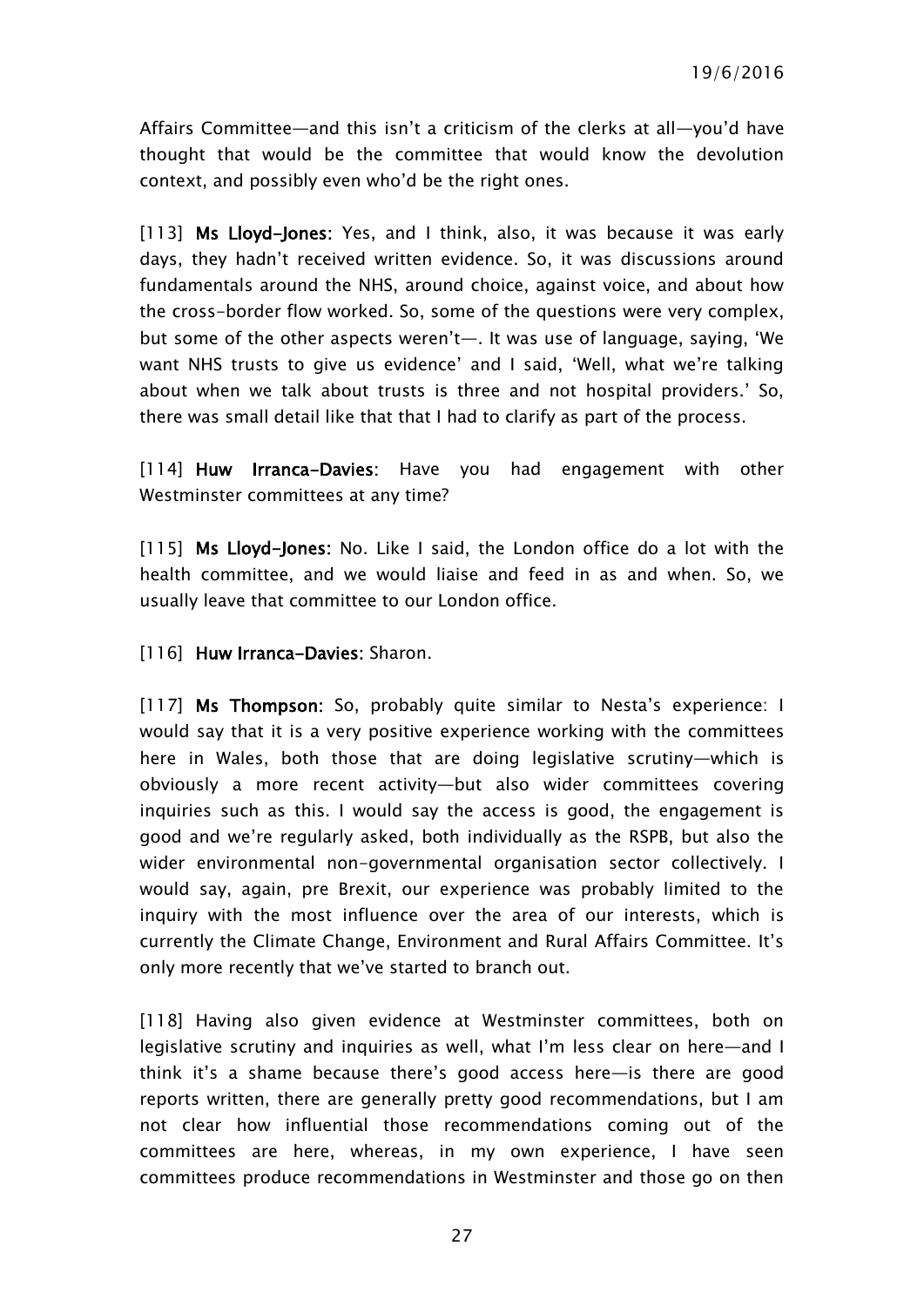Affairs Committee—and this isn't a criticism of the clerks at all—you'd have thought that would be the committee that would know the devolution context, and possibly even who'd be the right ones.

[113] **Ms Lloyd-Jones:** Yes, and I think, also, it was because it was early days, they hadn't received written evidence. So, it was discussions around fundamentals around the NHS, around choice, against voice, and about how the cross-border flow worked. So, some of the questions were very complex, but some of the other aspects weren't—. It was use of language, saying, 'We want NHS trusts to give us evidence' and I said, 'Well, what we're talking about when we talk about trusts is three and not hospital providers.' So, there was small detail like that that I had to clarify as part of the process.

[114] **Huw Irranca-Davies:** Have you had engagement with other Westminster committees at any time?

[115] **Ms Lloyd-Jones:** No. Like I said, the London office do a lot with the health committee, and we would liaise and feed in as and when. So, we usually leave that committee to our London office.

[116] **Huw Irranca-Davies:** Sharon.

[117] **Ms Thompson:** So, probably quite similar to Nesta's experience: I would say that it is a very positive experience working with the committees here in Wales, both those that are doing legislative scrutiny—which is obviously a more recent activity—but also wider committees covering inquiries such as this. I would say the access is good, the engagement is good and we're regularly asked, both individually as the RSPB, but also the wider environmental non-governmental organisation sector collectively. I would say, again, pre Brexit, our experience was probably limited to the inquiry with the most influence over the area of our interests, which is currently the Climate Change, Environment and Rural Affairs Committee. It's only more recently that we've started to branch out.

[118] Having also given evidence at Westminster committees, both on legislative scrutiny and inquiries as well, what I'm less clear on here—and I think it's a shame because there's good access here—is there are good reports written, there are generally pretty good recommendations, but I am not clear how influential those recommendations coming out of the committees are here, whereas, in my own experience, I have seen committees produce recommendations in Westminster and those go on then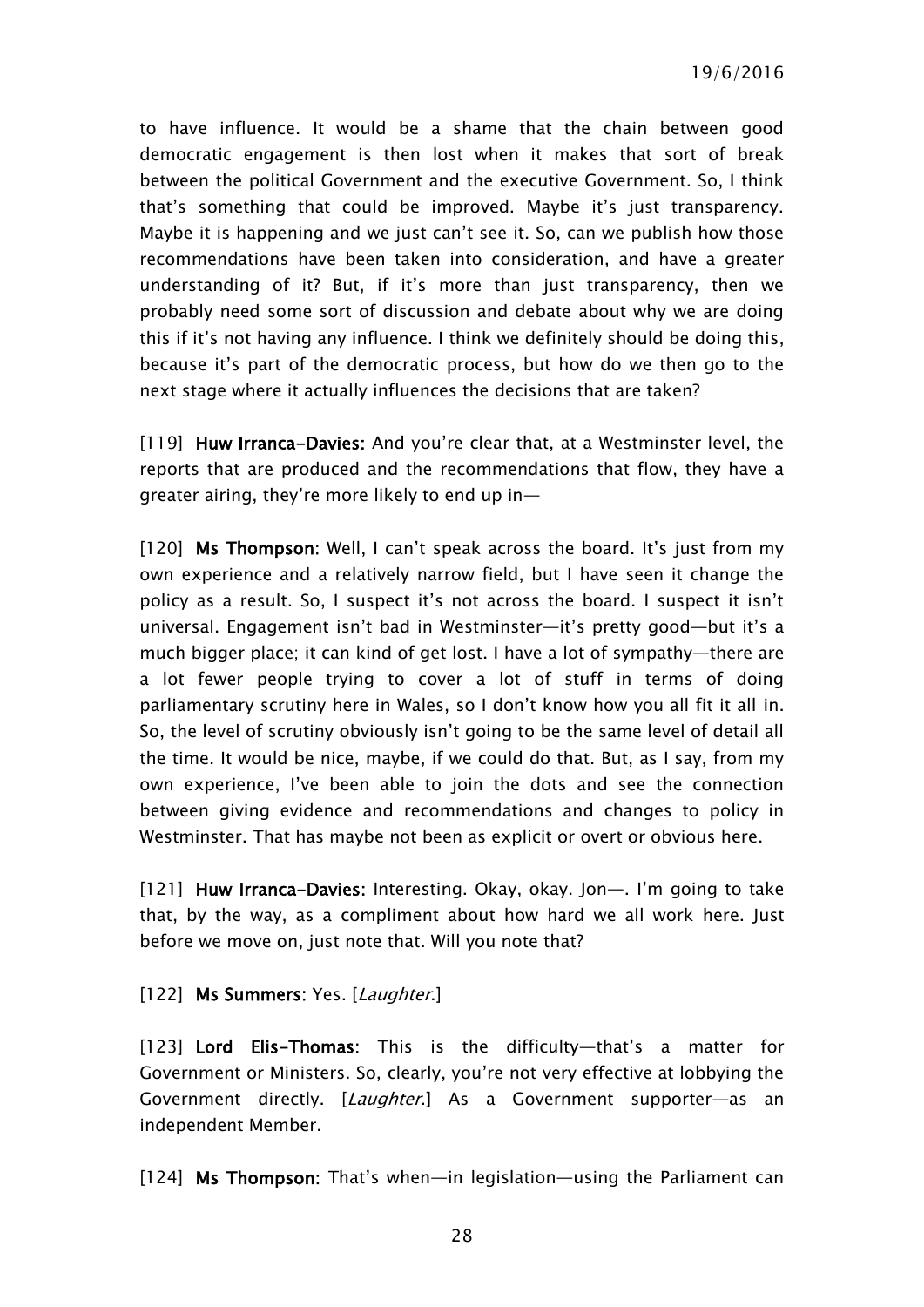to have influence. It would be a shame that the chain between good democratic engagement is then lost when it makes that sort of break between the political Government and the executive Government. So, I think that's something that could be improved. Maybe it's just transparency. Maybe it is happening and we just can't see it. So, can we publish how those recommendations have been taken into consideration, and have a greater understanding of it? But, if it's more than just transparency, then we probably need some sort of discussion and debate about why we are doing this if it's not having any influence. I think we definitely should be doing this, because it's part of the democratic process, but how do we then go to the next stage where it actually influences the decisions that are taken?

[119] **Huw Irranca-Davies:** And you're clear that, at a Westminster level, the reports that are produced and the recommendations that flow, they have a greater airing, they're more likely to end up in—

[120] **Ms Thompson:** Well, I can't speak across the board. It's just from my own experience and a relatively narrow field, but I have seen it change the policy as a result. So, I suspect it's not across the board. I suspect it isn't universal. Engagement isn't bad in Westminster—it's pretty good—but it's a much bigger place; it can kind of get lost. I have a lot of sympathy—there are a lot fewer people trying to cover a lot of stuff in terms of doing parliamentary scrutiny here in Wales, so I don't know how you all fit it all in. So, the level of scrutiny obviously isn't going to be the same level of detail all the time. It would be nice, maybe, if we could do that. But, as I say, from my own experience, I've been able to join the dots and see the connection between giving evidence and recommendations and changes to policy in Westminster. That has maybe not been as explicit or overt or obvious here.

[121] **Huw Irranca-Davies:** Interesting. Okay, okay. Jon—. I'm going to take that, by the way, as a compliment about how hard we all work here. Just before we move on, just note that. Will you note that?

[122] **Ms Summers:** Yes. [*Laughter.*]

[123] **Lord Elis-Thomas:** This is the difficulty—that's a matter for Government or Ministers. So, clearly, you're not very effective at lobbying the Government directly. [*Laughter.*] As a Government supporter—as an independent Member.

[124] **Ms Thompson:** That's when—in legislation—using the Parliament can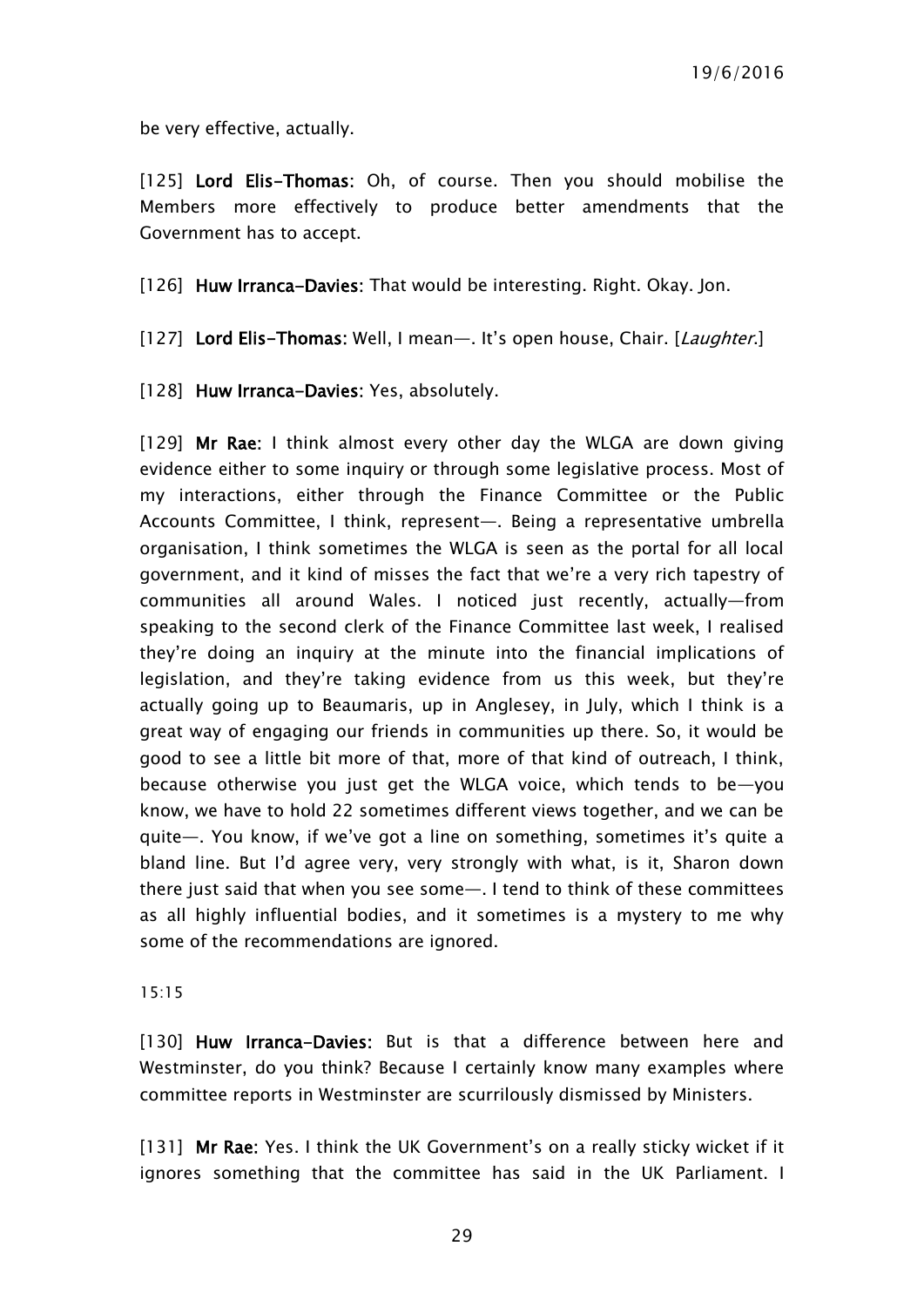be very effective, actually.

[125] **Lord Elis-Thomas**: Oh, of course. Then you should mobilise the Members more effectively to produce better amendments that the Government has to accept.

[126] **Huw Irranca-Davies**: That would be interesting. Right. Okay. Jon.

[127] **Lord Elis-Thomas**: Well, I mean—. It's open house, Chair. [*Laughter*.]

[128] **Huw Irranca-Davies**: Yes, absolutely.

[129] **Mr Rae**: I think almost every other day the WLGA are down giving evidence either to some inquiry or through some legislative process. Most of my interactions, either through the Finance Committee or the Public Accounts Committee, I think, represent—. Being a representative umbrella organisation, I think sometimes the WLGA is seen as the portal for all local government, and it kind of misses the fact that we're a very rich tapestry of communities all around Wales. I noticed just recently, actually—from speaking to the second clerk of the Finance Committee last week, I realised they're doing an inquiry at the minute into the financial implications of legislation, and they're taking evidence from us this week, but they're actually going up to Beaumaris, up in Anglesey, in July, which I think is a great way of engaging our friends in communities up there. So, it would be good to see a little bit more of that, more of that kind of outreach, I think, because otherwise you just get the WLGA voice, which tends to be—you know, we have to hold 22 sometimes different views together, and we can be quite—. You know, if we've got a line on something, sometimes it's quite a bland line. But I'd agree very, very strongly with what, is it, Sharon down there just said that when you see some—. I tend to think of these committees as all highly influential bodies, and it sometimes is a mystery to me why some of the recommendations are ignored.

15:15

[130] **Huw Irranca-Davies**: But is that a difference between here and Westminster, do you think? Because I certainly know many examples where committee reports in Westminster are scurrilously dismissed by Ministers.

[131] **Mr Rae**: Yes. I think the UK Government's on a really sticky wicket if it ignores something that the committee has said in the UK Parliament. I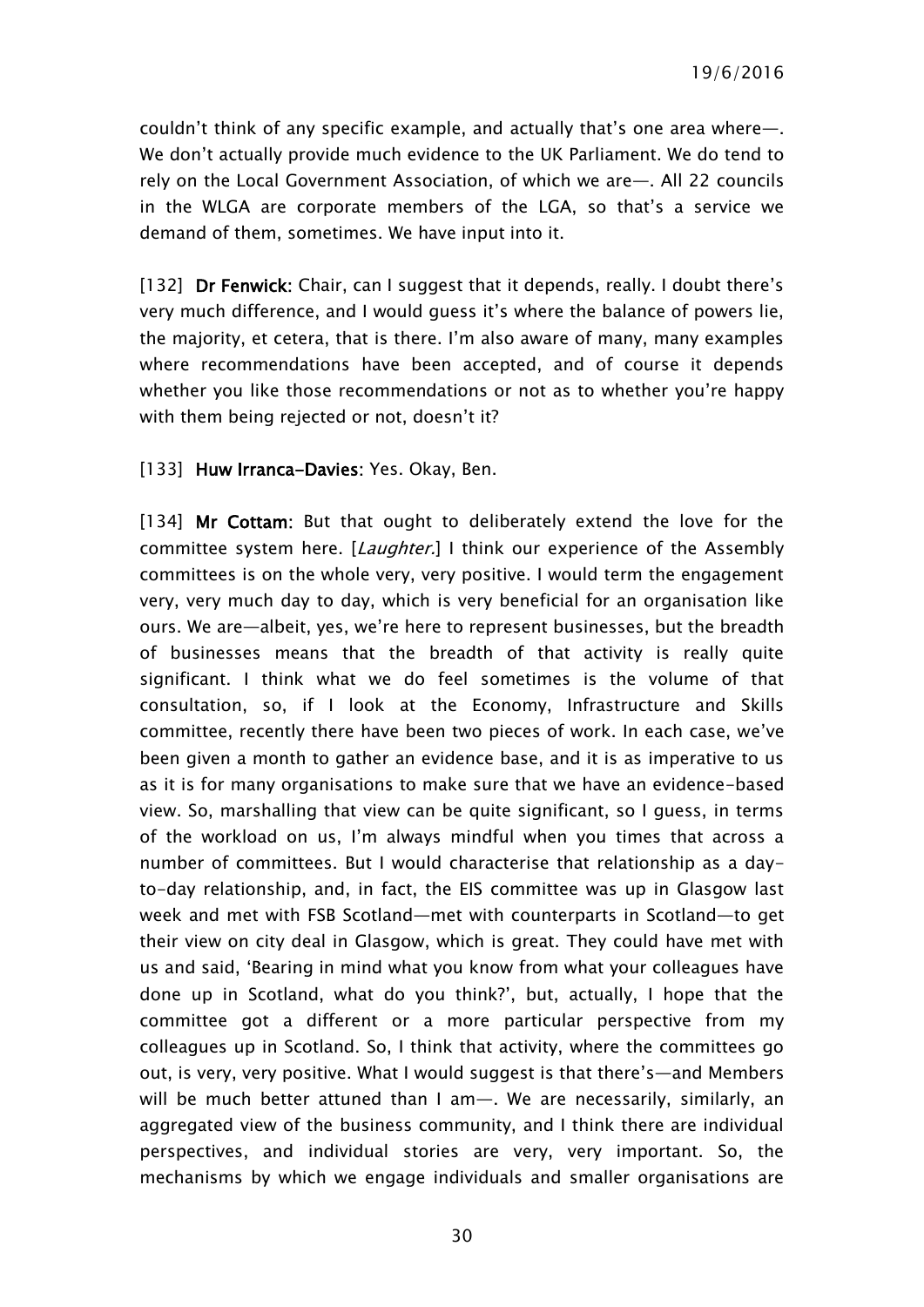couldn't think of any specific example, and actually that's one area where—. We don't actually provide much evidence to the UK Parliament. We do tend to rely on the Local Government Association, of which we are—. All 22 councils in the WLGA are corporate members of the LGA, so that's a service we demand of them, sometimes. We have input into it.

[132] **Dr Fenwick:** Chair, can I suggest that it depends, really. I doubt there's very much difference, and I would guess it's where the balance of powers lie, the majority, et cetera, that is there. I'm also aware of many, many examples where recommendations have been accepted, and of course it depends whether you like those recommendations or not as to whether you're happy with them being rejected or not, doesn't it?

[133] **Huw Irranca-Davies:** Yes. Okay, Ben.

[134] **Mr Cottam:** But that ought to deliberately extend the love for the committee system here. [*Laughter.*] I think our experience of the Assembly committees is on the whole very, very positive. I would term the engagement very, very much day to day, which is very beneficial for an organisation like ours. We are—albeit, yes, we're here to represent businesses, but the breadth of businesses means that the breadth of that activity is really quite significant. I think what we do feel sometimes is the volume of that consultation, so, if I look at the Economy, Infrastructure and Skills committee, recently there have been two pieces of work. In each case, we've been given a month to gather an evidence base, and it is as imperative to us as it is for many organisations to make sure that we have an evidence-based view. So, marshalling that view can be quite significant, so I guess, in terms of the workload on us, I'm always mindful when you times that across a number of committees. But I would characterise that relationship as a day-to-day relationship, and, in fact, the EIS committee was up in Glasgow last week and met with FSB Scotland—met with counterparts in Scotland—to get their view on city deal in Glasgow, which is great. They could have met with us and said, 'Bearing in mind what you know from what your colleagues have done up in Scotland, what do you think?', but, actually, I hope that the committee got a different or a more particular perspective from my colleagues up in Scotland. So, I think that activity, where the committees go out, is very, very positive. What I would suggest is that there's—and Members will be much better attuned than I am—. We are necessarily, similarly, an aggregated view of the business community, and I think there are individual perspectives, and individual stories are very, very important. So, the mechanisms by which we engage individuals and smaller organisations are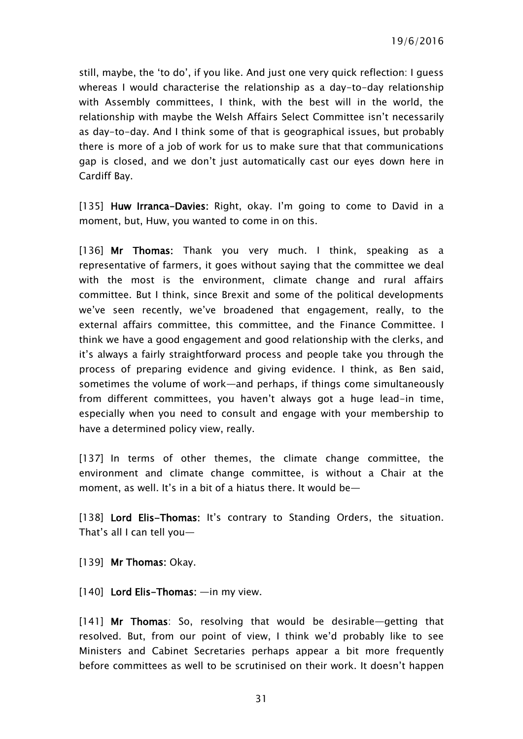still, maybe, the 'to do', if you like. And just one very quick reflection: I guess whereas I would characterise the relationship as a day-to-day relationship with Assembly committees, I think, with the best will in the world, the relationship with maybe the Welsh Affairs Select Committee isn't necessarily as day-to-day. And I think some of that is geographical issues, but probably there is more of a job of work for us to make sure that that communications gap is closed, and we don't just automatically cast our eyes down here in Cardiff Bay.

[135] **Huw Irranca-Davies:** Right, okay. I'm going to come to David in a moment, but, Huw, you wanted to come in on this.

[136] **Mr Thomas:** Thank you very much. I think, speaking as a representative of farmers, it goes without saying that the committee we deal with the most is the environment, climate change and rural affairs committee. But I think, since Brexit and some of the political developments we've seen recently, we've broadened that engagement, really, to the external affairs committee, this committee, and the Finance Committee. I think we have a good engagement and good relationship with the clerks, and it's always a fairly straightforward process and people take you through the process of preparing evidence and giving evidence. I think, as Ben said, sometimes the volume of work—and perhaps, if things come simultaneously from different committees, you haven't always got a huge lead-in time, especially when you need to consult and engage with your membership to have a determined policy view, really.

[137] In terms of other themes, the climate change committee, the environment and climate change committee, is without a Chair at the moment, as well. It's in a bit of a hiatus there. It would be—

[138] **Lord Elis-Thomas:** It's contrary to Standing Orders, the situation. That's all I can tell you—

[139] **Mr Thomas:** Okay.

[140] **Lord Elis-Thomas:** —in my view.

[141] **Mr Thomas**: So, resolving that would be desirable—getting that resolved. But, from our point of view, I think we'd probably like to see Ministers and Cabinet Secretaries perhaps appear a bit more frequently before committees as well to be scrutinised on their work. It doesn't happen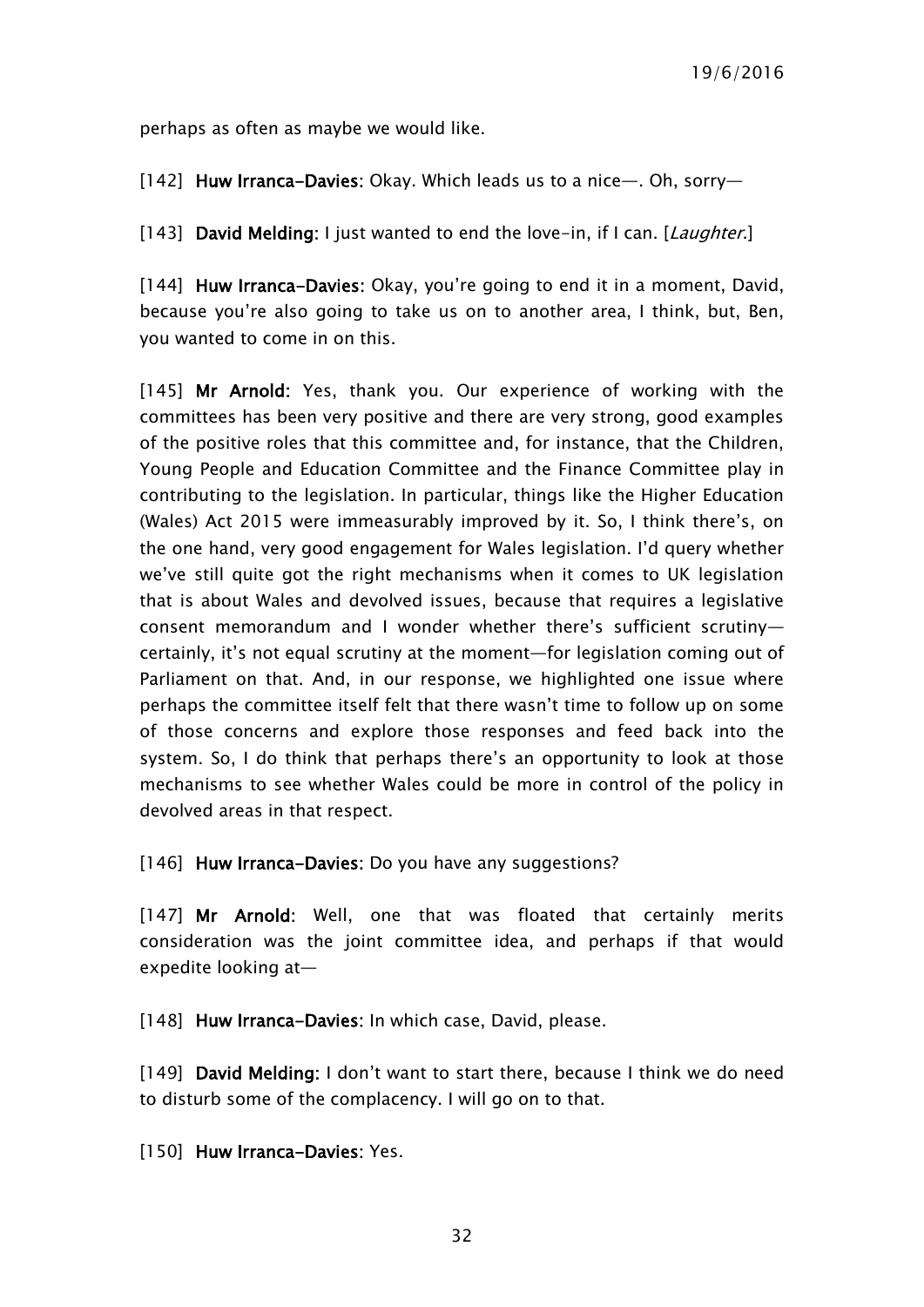perhaps as often as maybe we would like.

[142] **Huw Irranca-Davies**: Okay. Which leads us to a nice—. Oh, sorry—

[143] **David Melding**: I just wanted to end the love-in, if I can. [*Laughter*.]

[144] **Huw Irranca-Davies**: Okay, you're going to end it in a moment, David, because you're also going to take us on to another area, I think, but, Ben, you wanted to come in on this.

[145] **Mr Arnold**: Yes, thank you. Our experience of working with the committees has been very positive and there are very strong, good examples of the positive roles that this committee and, for instance, that the Children, Young People and Education Committee and the Finance Committee play in contributing to the legislation. In particular, things like the Higher Education (Wales) Act 2015 were immeasurably improved by it. So, I think there's, on the one hand, very good engagement for Wales legislation. I'd query whether we've still quite got the right mechanisms when it comes to UK legislation that is about Wales and devolved issues, because that requires a legislative consent memorandum and I wonder whether there's sufficient scrutiny—certainly, it's not equal scrutiny at the moment—for legislation coming out of Parliament on that. And, in our response, we highlighted one issue where perhaps the committee itself felt that there wasn't time to follow up on some of those concerns and explore those responses and feed back into the system. So, I do think that perhaps there's an opportunity to look at those mechanisms to see whether Wales could be more in control of the policy in devolved areas in that respect.

[146] **Huw Irranca-Davies**: Do you have any suggestions?

[147] **Mr Arnold**: Well, one that was floated that certainly merits consideration was the joint committee idea, and perhaps if that would expedite looking at—

[148] **Huw Irranca-Davies**: In which case, David, please.

[149] **David Melding**: I don't want to start there, because I think we do need to disturb some of the complacency. I will go on to that.

[150] **Huw Irranca-Davies**: Yes.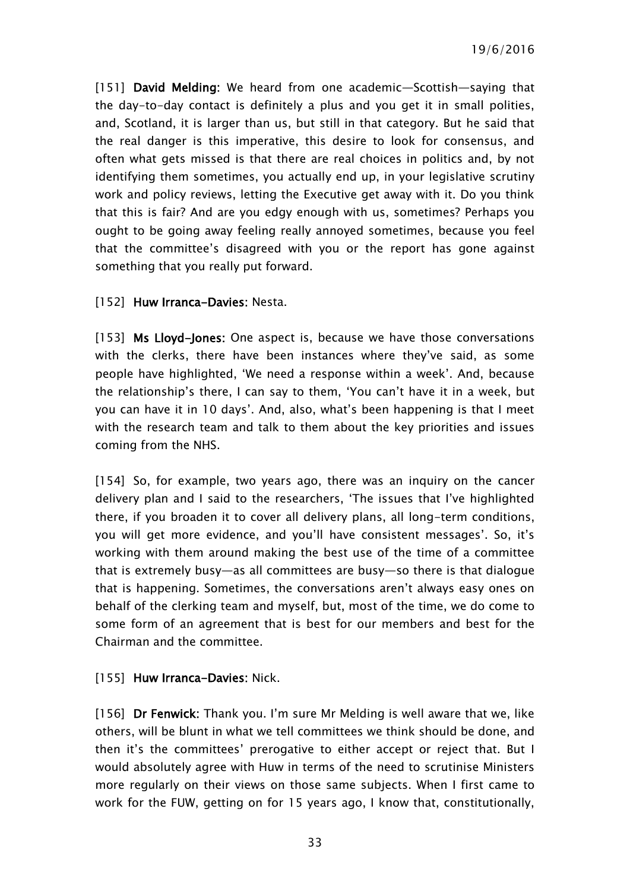[151] **David Melding:** We heard from one academic—Scottish—saying that the day-to-day contact is definitely a plus and you get it in small polities, and, Scotland, it is larger than us, but still in that category. But he said that the real danger is this imperative, this desire to look for consensus, and often what gets missed is that there are real choices in politics and, by not identifying them sometimes, you actually end up, in your legislative scrutiny work and policy reviews, letting the Executive get away with it. Do you think that this is fair? And are you edgy enough with us, sometimes? Perhaps you ought to be going away feeling really annoyed sometimes, because you feel that the committee's disagreed with you or the report has gone against something that you really put forward.

[152] **Huw Irranca-Davies:** Nesta.

[153] **Ms Lloyd-Jones:** One aspect is, because we have those conversations with the clerks, there have been instances where they've said, as some people have highlighted, 'We need a response within a week'. And, because the relationship's there, I can say to them, 'You can't have it in a week, but you can have it in 10 days'. And, also, what's been happening is that I meet with the research team and talk to them about the key priorities and issues coming from the NHS.

[154] So, for example, two years ago, there was an inquiry on the cancer delivery plan and I said to the researchers, 'The issues that I've highlighted there, if you broaden it to cover all delivery plans, all long-term conditions, you will get more evidence, and you'll have consistent messages'. So, it's working with them around making the best use of the time of a committee that is extremely busy—as all committees are busy—so there is that dialogue that is happening. Sometimes, the conversations aren't always easy ones on behalf of the clerking team and myself, but, most of the time, we do come to some form of an agreement that is best for our members and best for the Chairman and the committee.

[155] **Huw Irranca-Davies:** Nick.

[156] **Dr Fenwick:** Thank you. I'm sure Mr Melding is well aware that we, like others, will be blunt in what we tell committees we think should be done, and then it's the committees' prerogative to either accept or reject that. But I would absolutely agree with Huw in terms of the need to scrutinise Ministers more regularly on their views on those same subjects. When I first came to work for the FUW, getting on for 15 years ago, I know that, constitutionally,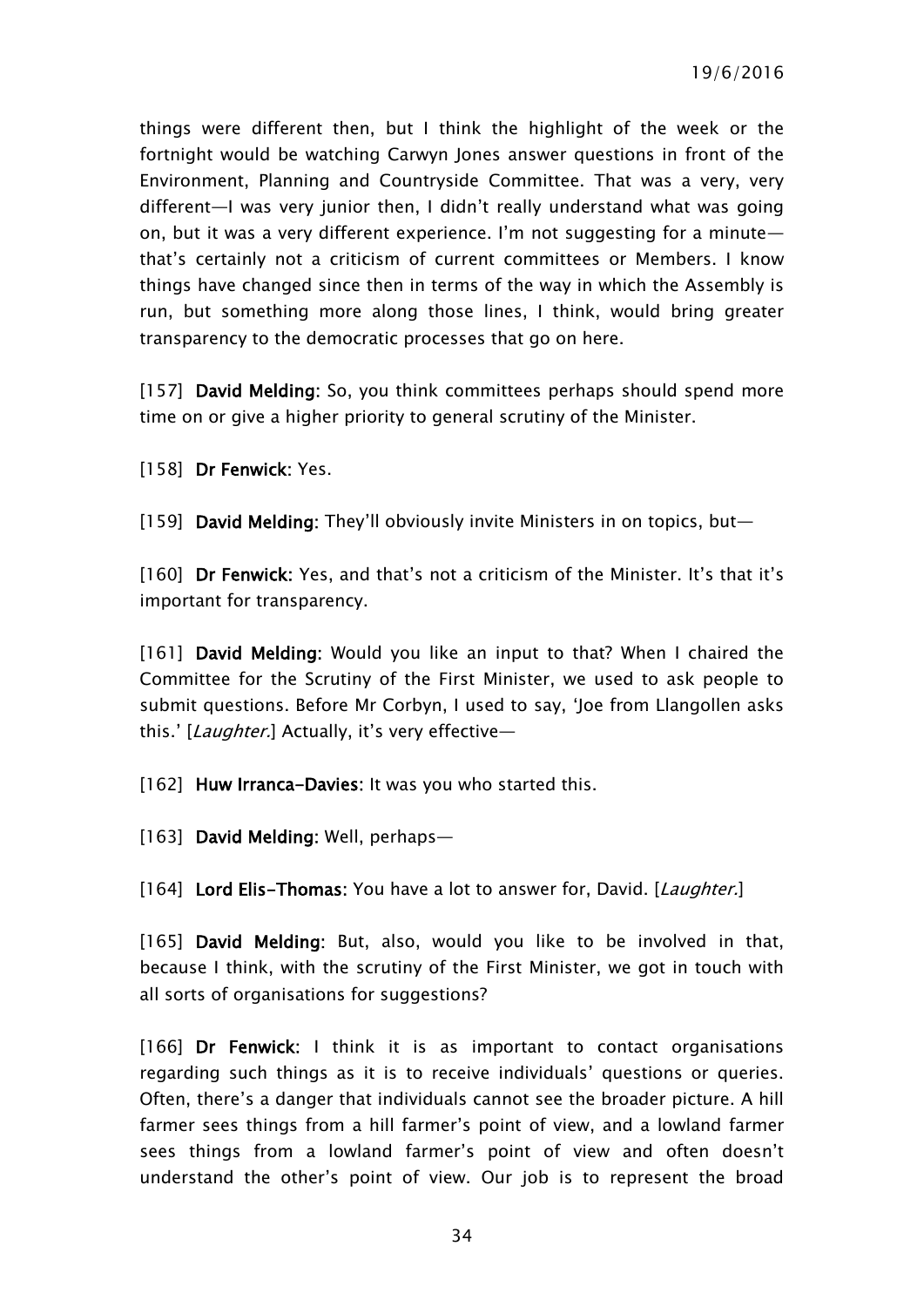things were different then, but I think the highlight of the week or the fortnight would be watching Carwyn Jones answer questions in front of the Environment, Planning and Countryside Committee. That was a very, very different—I was very junior then, I didn't really understand what was going on, but it was a very different experience. I'm not suggesting for a minute—that's certainly not a criticism of current committees or Members. I know things have changed since then in terms of the way in which the Assembly is run, but something more along those lines, I think, would bring greater transparency to the democratic processes that go on here.

[157] **David Melding:** So, you think committees perhaps should spend more time on or give a higher priority to general scrutiny of the Minister.

[158] **Dr Fenwick:** Yes.

[159] **David Melding:** They'll obviously invite Ministers in on topics, but—

[160] **Dr Fenwick:** Yes, and that's not a criticism of the Minister. It's that it's important for transparency.

[161] **David Melding:** Would you like an input to that? When I chaired the Committee for the Scrutiny of the First Minister, we used to ask people to submit questions. Before Mr Corbyn, I used to say, 'Joe from Llangollen asks this.' [*Laughter.*] Actually, it's very effective—

[162] **Huw Irranca-Davies:** It was you who started this.

[163] **David Melding:** Well, perhaps—

[164] **Lord Elis-Thomas:** You have a lot to answer for, David. [*Laughter.*]

[165] **David Melding:** But, also, would you like to be involved in that, because I think, with the scrutiny of the First Minister, we got in touch with all sorts of organisations for suggestions?

[166] **Dr Fenwick:** I think it is as important to contact organisations regarding such things as it is to receive individuals' questions or queries. Often, there's a danger that individuals cannot see the broader picture. A hill farmer sees things from a hill farmer's point of view, and a lowland farmer sees things from a lowland farmer's point of view and often doesn't understand the other's point of view. Our job is to represent the broad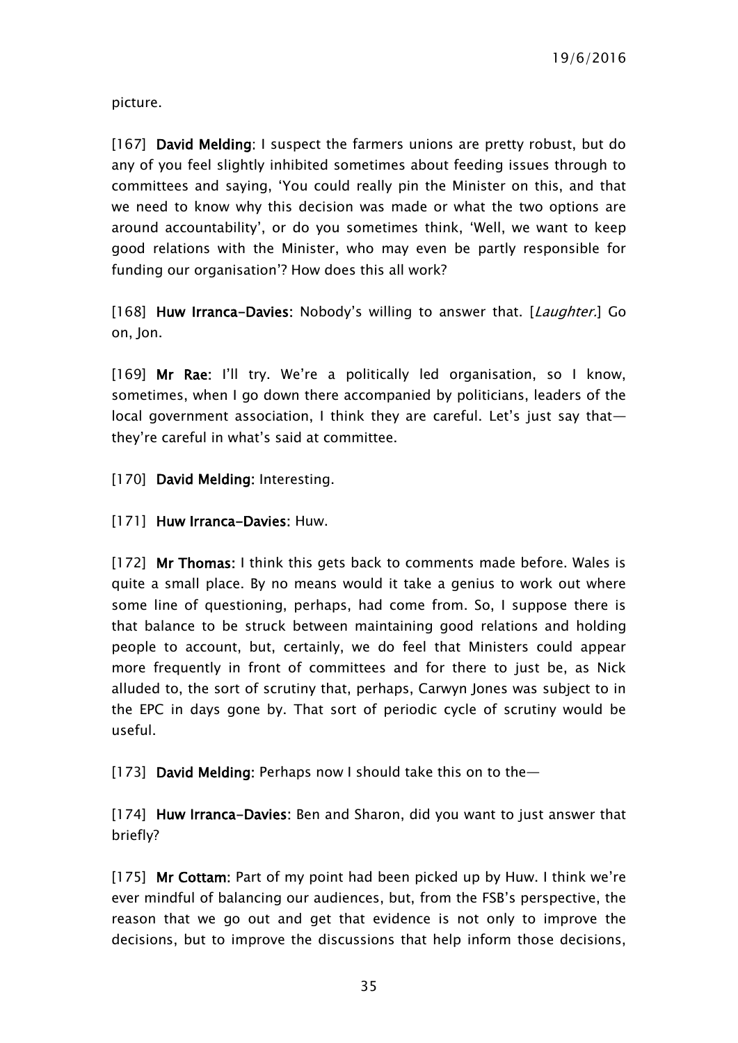picture.

[167] **David Melding**: I suspect the farmers unions are pretty robust, but do any of you feel slightly inhibited sometimes about feeding issues through to committees and saying, 'You could really pin the Minister on this, and that we need to know why this decision was made or what the two options are around accountability', or do you sometimes think, 'Well, we want to keep good relations with the Minister, who may even be partly responsible for funding our organisation'? How does this all work?

[168] **Huw Irranca-Davies**: Nobody's willing to answer that. [*Laughter.*] Go on, Jon.

[169] **Mr Rae**: I'll try. We're a politically led organisation, so I know, sometimes, when I go down there accompanied by politicians, leaders of the local government association, I think they are careful. Let's just say that—they're careful in what's said at committee.

[170] **David Melding**: Interesting.

[171] **Huw Irranca-Davies**: Huw.

[172] **Mr Thomas**: I think this gets back to comments made before. Wales is quite a small place. By no means would it take a genius to work out where some line of questioning, perhaps, had come from. So, I suppose there is that balance to be struck between maintaining good relations and holding people to account, but, certainly, we do feel that Ministers could appear more frequently in front of committees and for there to just be, as Nick alluded to, the sort of scrutiny that, perhaps, Carwyn Jones was subject to in the EPC in days gone by. That sort of periodic cycle of scrutiny would be useful.

[173] **David Melding**: Perhaps now I should take this on to the—

[174] **Huw Irranca-Davies**: Ben and Sharon, did you want to just answer that briefly?

[175] **Mr Cottam**: Part of my point had been picked up by Huw. I think we're ever mindful of balancing our audiences, but, from the FSB's perspective, the reason that we go out and get that evidence is not only to improve the decisions, but to improve the discussions that help inform those decisions,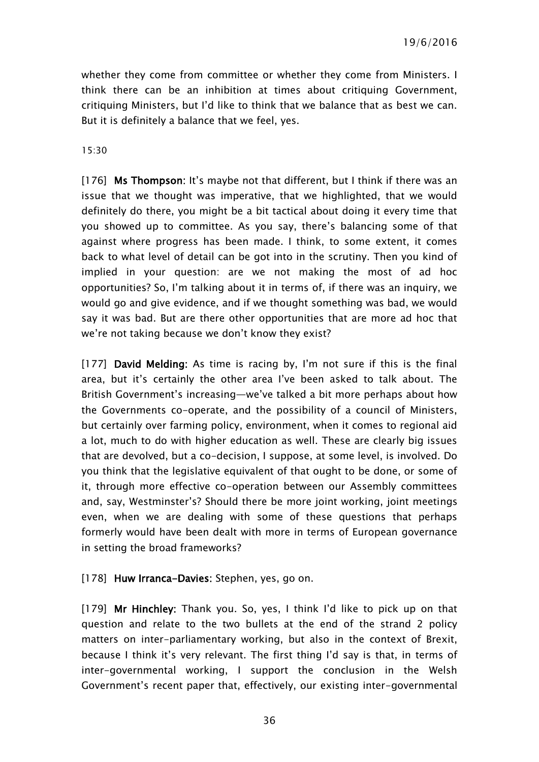whether they come from committee or whether they come from Ministers. I think there can be an inhibition at times about critiquing Government, critiquing Ministers, but I'd like to think that we balance that as best we can. But it is definitely a balance that we feel, yes.

15:30

[176] **Ms Thompson:** It's maybe not that different, but I think if there was an issue that we thought was imperative, that we highlighted, that we would definitely do there, you might be a bit tactical about doing it every time that you showed up to committee. As you say, there's balancing some of that against where progress has been made. I think, to some extent, it comes back to what level of detail can be got into in the scrutiny. Then you kind of implied in your question: are we not making the most of ad hoc opportunities? So, I'm talking about it in terms of, if there was an inquiry, we would go and give evidence, and if we thought something was bad, we would say it was bad. But are there other opportunities that are more ad hoc that we're not taking because we don't know they exist?

[177] **David Melding:** As time is racing by, I'm not sure if this is the final area, but it's certainly the other area I've been asked to talk about. The British Government's increasing—we've talked a bit more perhaps about how the Governments co-operate, and the possibility of a council of Ministers, but certainly over farming policy, environment, when it comes to regional aid a lot, much to do with higher education as well. These are clearly big issues that are devolved, but a co-decision, I suppose, at some level, is involved. Do you think that the legislative equivalent of that ought to be done, or some of it, through more effective co-operation between our Assembly committees and, say, Westminster's? Should there be more joint working, joint meetings even, when we are dealing with some of these questions that perhaps formerly would have been dealt with more in terms of European governance in setting the broad frameworks?

[178] **Huw Irranca-Davies:** Stephen, yes, go on.

[179] **Mr Hinchley:** Thank you. So, yes, I think I'd like to pick up on that question and relate to the two bullets at the end of the strand 2 policy matters on inter-parliamentary working, but also in the context of Brexit, because I think it's very relevant. The first thing I'd say is that, in terms of inter-governmental working, I support the conclusion in the Welsh Government's recent paper that, effectively, our existing inter-governmental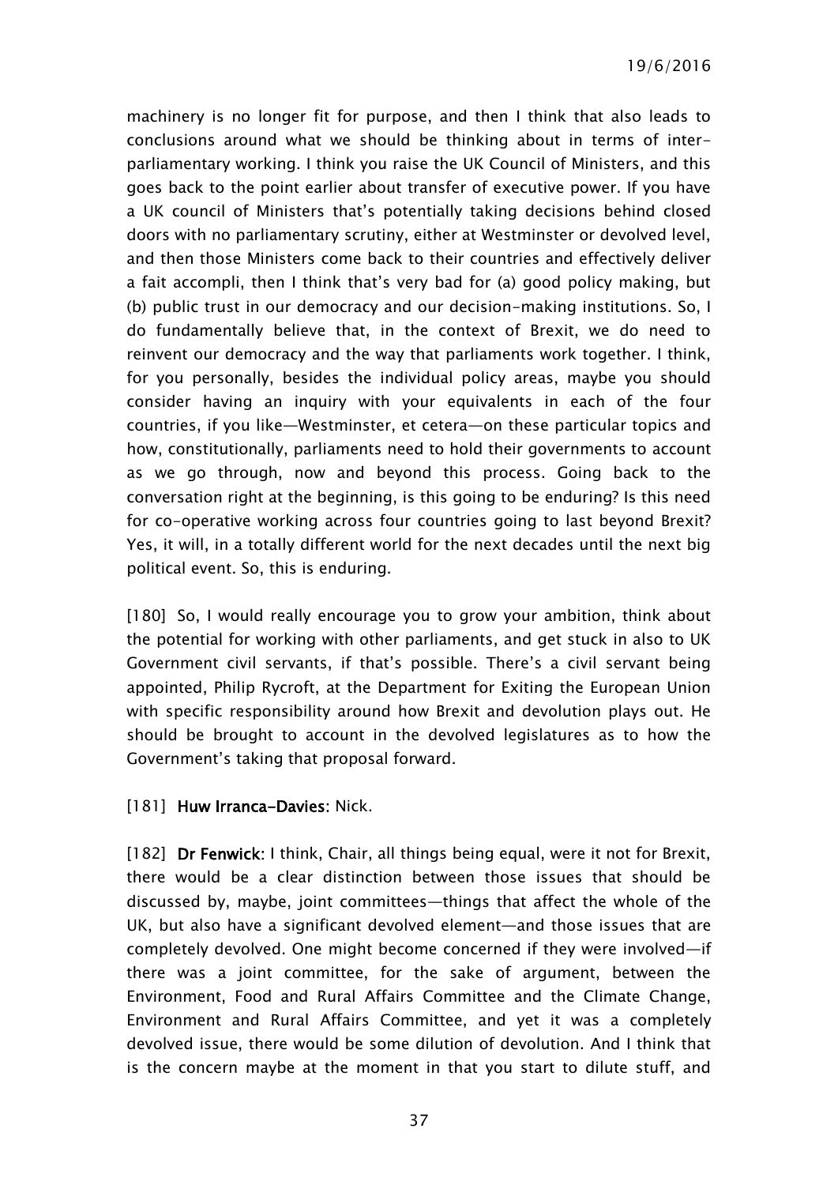machinery is no longer fit for purpose, and then I think that also leads to conclusions around what we should be thinking about in terms of inter-parliamentary working. I think you raise the UK Council of Ministers, and this goes back to the point earlier about transfer of executive power. If you have a UK council of Ministers that's potentially taking decisions behind closed doors with no parliamentary scrutiny, either at Westminster or devolved level, and then those Ministers come back to their countries and effectively deliver a fait accompli, then I think that's very bad for (a) good policy making, but (b) public trust in our democracy and our decision-making institutions. So, I do fundamentally believe that, in the context of Brexit, we do need to reinvent our democracy and the way that parliaments work together. I think, for you personally, besides the individual policy areas, maybe you should consider having an inquiry with your equivalents in each of the four countries, if you like—Westminster, et cetera—on these particular topics and how, constitutionally, parliaments need to hold their governments to account as we go through, now and beyond this process. Going back to the conversation right at the beginning, is this going to be enduring? Is this need for co-operative working across four countries going to last beyond Brexit? Yes, it will, in a totally different world for the next decades until the next big political event. So, this is enduring.

[180] So, I would really encourage you to grow your ambition, think about the potential for working with other parliaments, and get stuck in also to UK Government civil servants, if that's possible. There's a civil servant being appointed, Philip Rycroft, at the Department for Exiting the European Union with specific responsibility around how Brexit and devolution plays out. He should be brought to account in the devolved legislatures as to how the Government's taking that proposal forward.

[181] **Huw Irranca-Davies**: Nick.

[182] **Dr Fenwick**: I think, Chair, all things being equal, were it not for Brexit, there would be a clear distinction between those issues that should be discussed by, maybe, joint committees—things that affect the whole of the UK, but also have a significant devolved element—and those issues that are completely devolved. One might become concerned if they were involved—if there was a joint committee, for the sake of argument, between the Environment, Food and Rural Affairs Committee and the Climate Change, Environment and Rural Affairs Committee, and yet it was a completely devolved issue, there would be some dilution of devolution. And I think that is the concern maybe at the moment in that you start to dilute stuff, and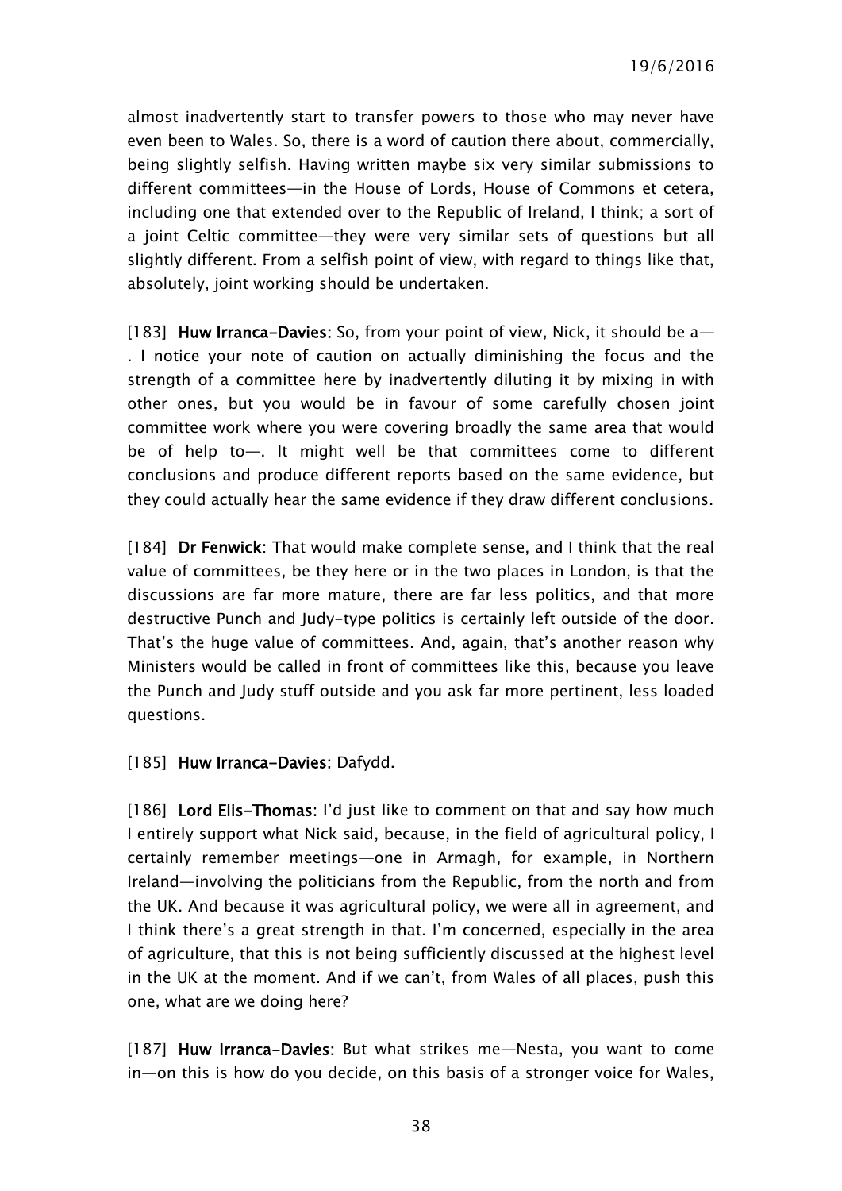almost inadvertently start to transfer powers to those who may never have even been to Wales. So, there is a word of caution there about, commercially, being slightly selfish. Having written maybe six very similar submissions to different committees—in the House of Lords, House of Commons et cetera, including one that extended over to the Republic of Ireland, I think; a sort of a joint Celtic committee—they were very similar sets of questions but all slightly different. From a selfish point of view, with regard to things like that, absolutely, joint working should be undertaken.

[183] **Huw Irranca-Davies**: So, from your point of view, Nick, it should be a—. I notice your note of caution on actually diminishing the focus and the strength of a committee here by inadvertently diluting it by mixing in with other ones, but you would be in favour of some carefully chosen joint committee work where you were covering broadly the same area that would be of help to—. It might well be that committees come to different conclusions and produce different reports based on the same evidence, but they could actually hear the same evidence if they draw different conclusions.

[184] **Dr Fenwick**: That would make complete sense, and I think that the real value of committees, be they here or in the two places in London, is that the discussions are far more mature, there are far less politics, and that more destructive Punch and Judy-type politics is certainly left outside of the door. That's the huge value of committees. And, again, that's another reason why Ministers would be called in front of committees like this, because you leave the Punch and Judy stuff outside and you ask far more pertinent, less loaded questions.

[185] **Huw Irranca-Davies**: Dafydd.

[186] **Lord Elis-Thomas**: I'd just like to comment on that and say how much I entirely support what Nick said, because, in the field of agricultural policy, I certainly remember meetings—one in Armagh, for example, in Northern Ireland—involving the politicians from the Republic, from the north and from the UK. And because it was agricultural policy, we were all in agreement, and I think there's a great strength in that. I'm concerned, especially in the area of agriculture, that this is not being sufficiently discussed at the highest level in the UK at the moment. And if we can't, from Wales of all places, push this one, what are we doing here?

[187] **Huw Irranca-Davies**: But what strikes me—Nesta, you want to come in—on this is how do you decide, on this basis of a stronger voice for Wales,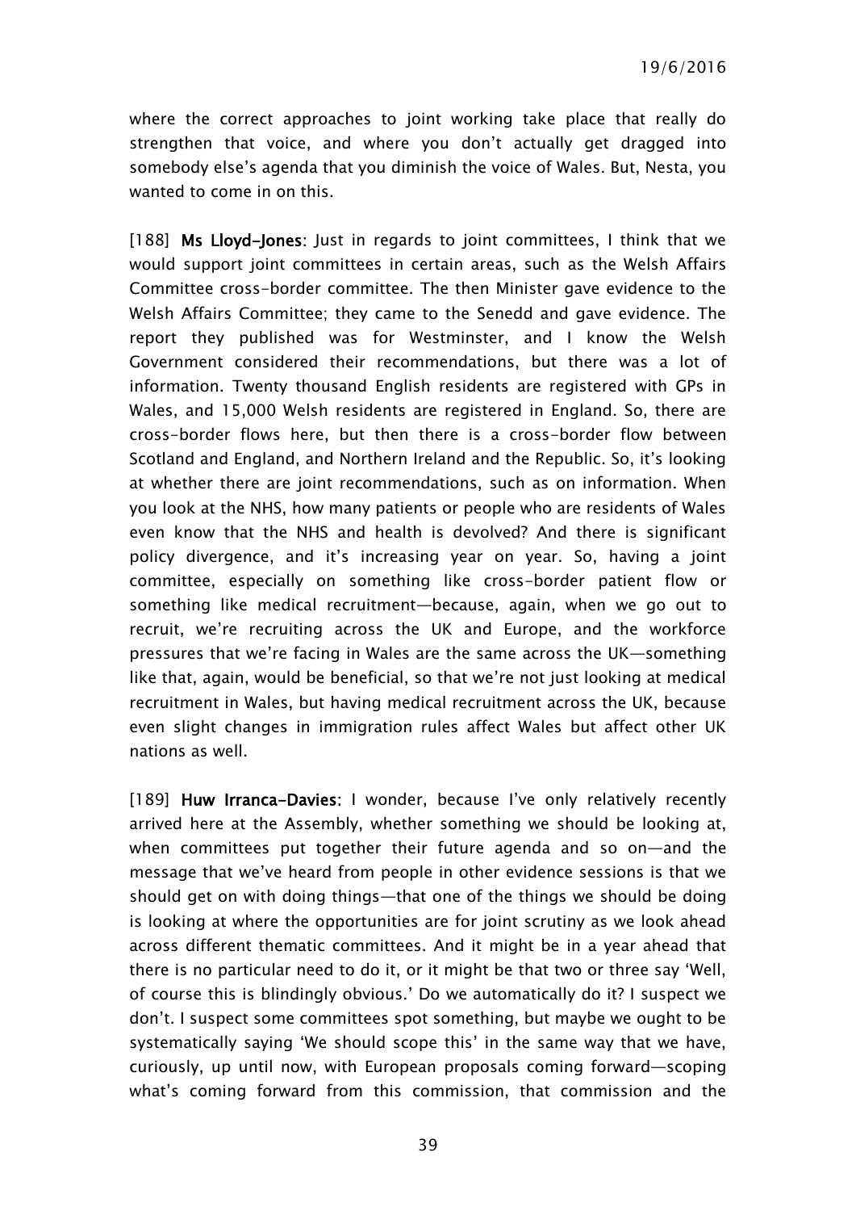where the correct approaches to joint working take place that really do strengthen that voice, and where you don't actually get dragged into somebody else's agenda that you diminish the voice of Wales. But, Nesta, you wanted to come in on this.

[188] **Ms Lloyd-Jones**: Just in regards to joint committees, I think that we would support joint committees in certain areas, such as the Welsh Affairs Committee cross-border committee. The then Minister gave evidence to the Welsh Affairs Committee; they came to the Senedd and gave evidence. The report they published was for Westminster, and I know the Welsh Government considered their recommendations, but there was a lot of information. Twenty thousand English residents are registered with GPs in Wales, and 15,000 Welsh residents are registered in England. So, there are cross-border flows here, but then there is a cross-border flow between Scotland and England, and Northern Ireland and the Republic. So, it's looking at whether there are joint recommendations, such as on information. When you look at the NHS, how many patients or people who are residents of Wales even know that the NHS and health is devolved? And there is significant policy divergence, and it's increasing year on year. So, having a joint committee, especially on something like cross-border patient flow or something like medical recruitment—because, again, when we go out to recruit, we're recruiting across the UK and Europe, and the workforce pressures that we're facing in Wales are the same across the UK—something like that, again, would be beneficial, so that we're not just looking at medical recruitment in Wales, but having medical recruitment across the UK, because even slight changes in immigration rules affect Wales but affect other UK nations as well.

[189] **Huw Irranca-Davies**: I wonder, because I've only relatively recently arrived here at the Assembly, whether something we should be looking at, when committees put together their future agenda and so on—and the message that we've heard from people in other evidence sessions is that we should get on with doing things—that one of the things we should be doing is looking at where the opportunities are for joint scrutiny as we look ahead across different thematic committees. And it might be in a year ahead that there is no particular need to do it, or it might be that two or three say 'Well, of course this is blindingly obvious.' Do we automatically do it? I suspect we don't. I suspect some committees spot something, but maybe we ought to be systematically saying 'We should scope this' in the same way that we have, curiously, up until now, with European proposals coming forward—scoping what's coming forward from this commission, that commission and the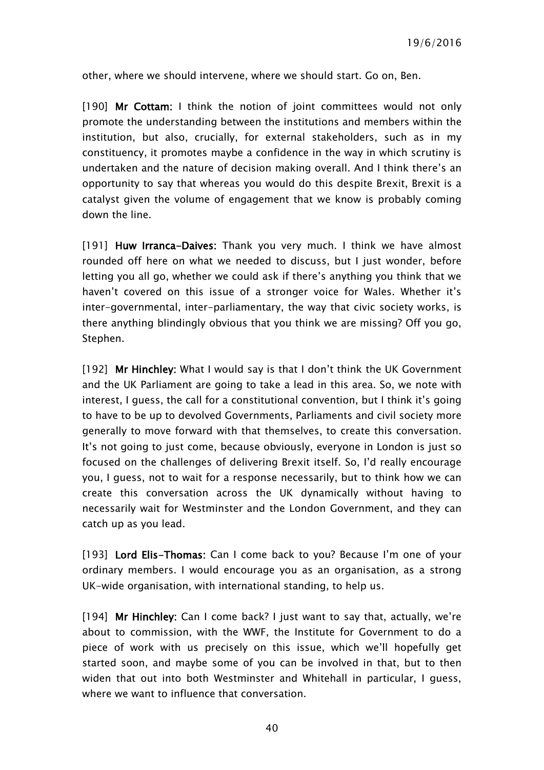other, where we should intervene, where we should start. Go on, Ben.

[190] **Mr Cottam:** I think the notion of joint committees would not only promote the understanding between the institutions and members within the institution, but also, crucially, for external stakeholders, such as in my constituency, it promotes maybe a confidence in the way in which scrutiny is undertaken and the nature of decision making overall. And I think there's an opportunity to say that whereas you would do this despite Brexit, Brexit is a catalyst given the volume of engagement that we know is probably coming down the line.

[191] **Huw Irranca-Daives:** Thank you very much. I think we have almost rounded off here on what we needed to discuss, but I just wonder, before letting you all go, whether we could ask if there's anything you think that we haven't covered on this issue of a stronger voice for Wales. Whether it's inter-governmental, inter-parliamentary, the way that civic society works, is there anything blindingly obvious that you think we are missing? Off you go, Stephen.

[192] **Mr Hinchley:** What I would say is that I don't think the UK Government and the UK Parliament are going to take a lead in this area. So, we note with interest, I guess, the call for a constitutional convention, but I think it's going to have to be up to devolved Governments, Parliaments and civil society more generally to move forward with that themselves, to create this conversation. It's not going to just come, because obviously, everyone in London is just so focused on the challenges of delivering Brexit itself. So, I'd really encourage you, I guess, not to wait for a response necessarily, but to think how we can create this conversation across the UK dynamically without having to necessarily wait for Westminster and the London Government, and they can catch up as you lead.

[193] **Lord Elis-Thomas:** Can I come back to you? Because I'm one of your ordinary members. I would encourage you as an organisation, as a strong UK-wide organisation, with international standing, to help us.

[194] **Mr Hinchley:** Can I come back? I just want to say that, actually, we're about to commission, with the WWF, the Institute for Government to do a piece of work with us precisely on this issue, which we'll hopefully get started soon, and maybe some of you can be involved in that, but to then widen that out into both Westminster and Whitehall in particular, I guess, where we want to influence that conversation.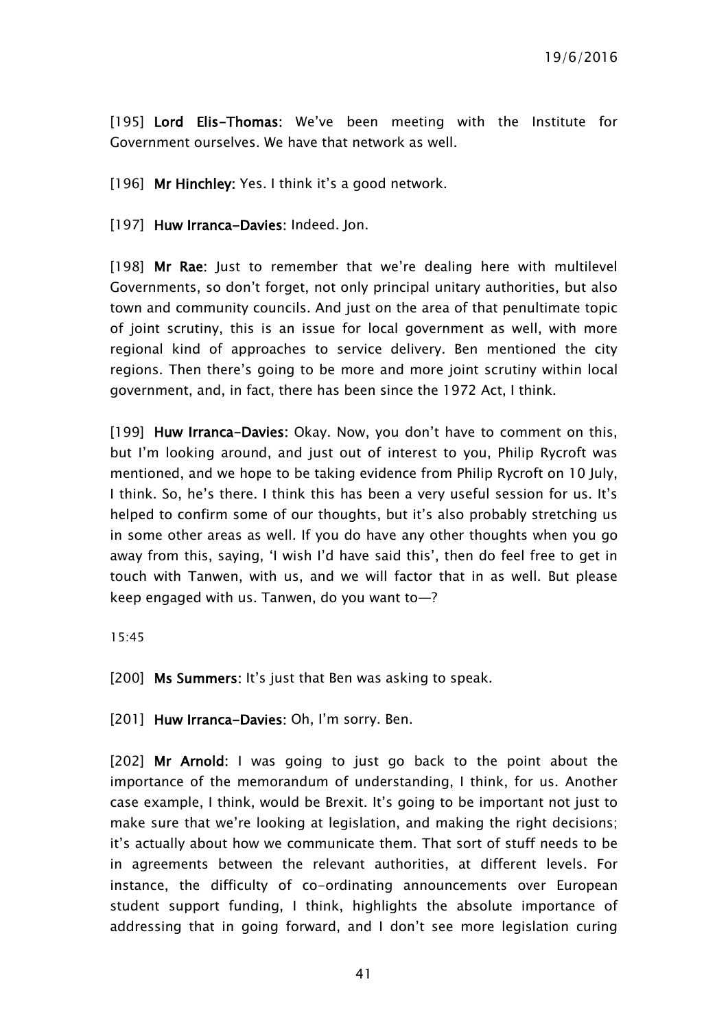[195] **Lord Elis-Thomas:** We've been meeting with the Institute for Government ourselves. We have that network as well.

[196] **Mr Hinchley:** Yes. I think it's a good network.

[197] **Huw Irranca-Davies:** Indeed. Jon.

[198] **Mr Rae:** Just to remember that we're dealing here with multilevel Governments, so don't forget, not only principal unitary authorities, but also town and community councils. And just on the area of that penultimate topic of joint scrutiny, this is an issue for local government as well, with more regional kind of approaches to service delivery. Ben mentioned the city regions. Then there's going to be more and more joint scrutiny within local government, and, in fact, there has been since the 1972 Act, I think.

[199] **Huw Irranca-Davies:** Okay. Now, you don't have to comment on this, but I'm looking around, and just out of interest to you, Philip Rycroft was mentioned, and we hope to be taking evidence from Philip Rycroft on 10 July, I think. So, he's there. I think this has been a very useful session for us. It's helped to confirm some of our thoughts, but it's also probably stretching us in some other areas as well. If you do have any other thoughts when you go away from this, saying, 'I wish I'd have said this', then do feel free to get in touch with Tanwen, with us, and we will factor that in as well. But please keep engaged with us. Tanwen, do you want to—?

15:45

[200] **Ms Summers:** It's just that Ben was asking to speak.

[201] **Huw Irranca-Davies:** Oh, I'm sorry. Ben.

[202] **Mr Arnold:** I was going to just go back to the point about the importance of the memorandum of understanding, I think, for us. Another case example, I think, would be Brexit. It's going to be important not just to make sure that we're looking at legislation, and making the right decisions; it's actually about how we communicate them. That sort of stuff needs to be in agreements between the relevant authorities, at different levels. For instance, the difficulty of co-ordinating announcements over European student support funding, I think, highlights the absolute importance of addressing that in going forward, and I don't see more legislation curing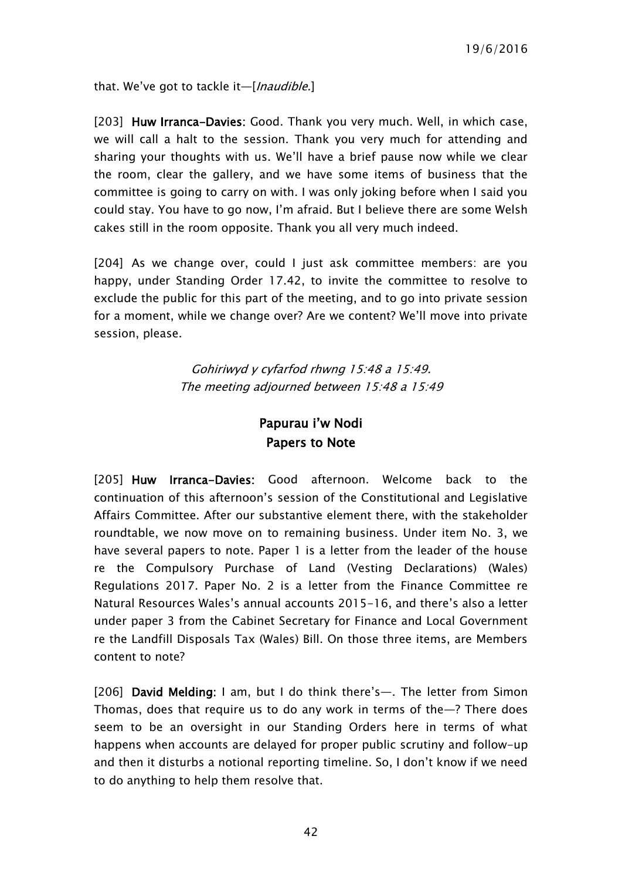that. We've got to tackle it—[*Inaudible*.]

[203] **Huw Irranca-Davies**: Good. Thank you very much. Well, in which case, we will call a halt to the session. Thank you very much for attending and sharing your thoughts with us. We'll have a brief pause now while we clear the room, clear the gallery, and we have some items of business that the committee is going to carry on with. I was only joking before when I said you could stay. You have to go now, I'm afraid. But I believe there are some Welsh cakes still in the room opposite. Thank you all very much indeed.

[204] As we change over, could I just ask committee members: are you happy, under Standing Order 17.42, to invite the committee to resolve to exclude the public for this part of the meeting, and to go into private session for a moment, while we change over? Are we content? We'll move into private session, please.

*Gohiriwyd y cyfarfod rhwng 15:48 a 15:49.*
*The meeting adjourned between 15:48 a 15:49*

## Papurau i'w Nodi
## Papers to Note

[205] **Huw Irranca-Davies**: Good afternoon. Welcome back to the continuation of this afternoon's session of the Constitutional and Legislative Affairs Committee. After our substantive element there, with the stakeholder roundtable, we now move on to remaining business. Under item No. 3, we have several papers to note. Paper 1 is a letter from the leader of the house re the Compulsory Purchase of Land (Vesting Declarations) (Wales) Regulations 2017. Paper No. 2 is a letter from the Finance Committee re Natural Resources Wales's annual accounts 2015-16, and there's also a letter under paper 3 from the Cabinet Secretary for Finance and Local Government re the Landfill Disposals Tax (Wales) Bill. On those three items, are Members content to note?

[206] **David Melding**: I am, but I do think there's—. The letter from Simon Thomas, does that require us to do any work in terms of the—? There does seem to be an oversight in our Standing Orders here in terms of what happens when accounts are delayed for proper public scrutiny and follow-up and then it disturbs a notional reporting timeline. So, I don't know if we need to do anything to help them resolve that.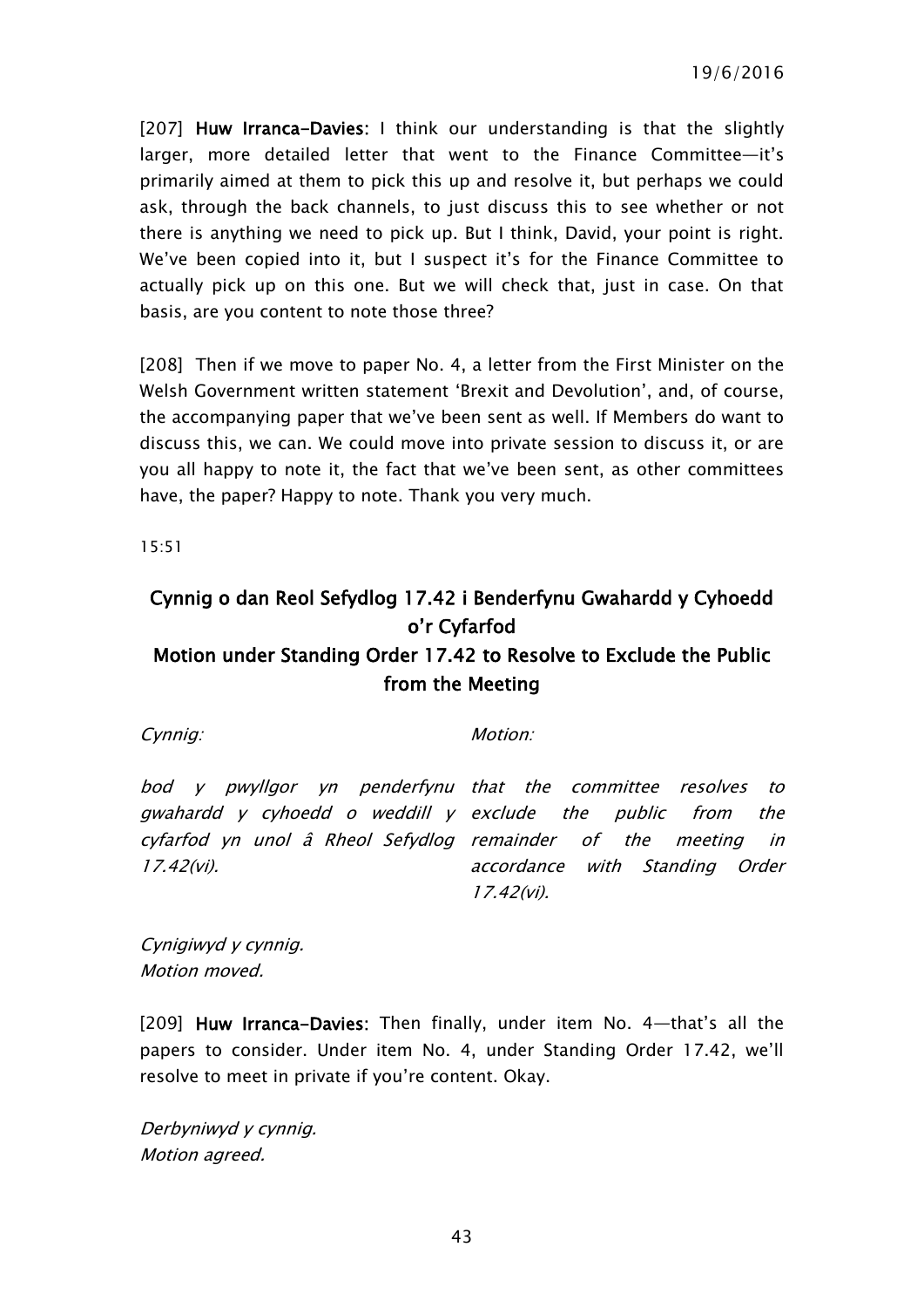[207] **Huw Irranca-Davies:** I think our understanding is that the slightly larger, more detailed letter that went to the Finance Committee—it's primarily aimed at them to pick this up and resolve it, but perhaps we could ask, through the back channels, to just discuss this to see whether or not there is anything we need to pick up. But I think, David, your point is right. We've been copied into it, but I suspect it's for the Finance Committee to actually pick up on this one. But we will check that, just in case. On that basis, are you content to note those three?

[208] Then if we move to paper No. 4, a letter from the First Minister on the Welsh Government written statement 'Brexit and Devolution', and, of course, the accompanying paper that we've been sent as well. If Members do want to discuss this, we can. We could move into private session to discuss it, or are you all happy to note it, the fact that we've been sent, as other committees have, the paper? Happy to note. Thank you very much.

15:51

## Cynnig o dan Reol Sefydlog 17.42 i Benderfynu Gwahardd y Cyhoedd o'r Cyfarfod
## Motion under Standing Order 17.42 to Resolve to Exclude the Public from the Meeting

| *Cynnig:* | *Motion:* |
|---|---|
| *bod y pwyllgor yn penderfynu gwahardd y cyhoedd o weddill y cyfarfod yn unol â Rheol Sefydlog 17.42(vi).* | *that the committee resolves to exclude the public from the remainder of the meeting in accordance with Standing Order 17.42(vi).* |

*Cynigiwyd y cynnig.*
*Motion moved.*

[209] **Huw Irranca-Davies:** Then finally, under item No. 4—that's all the papers to consider. Under item No. 4, under Standing Order 17.42, we'll resolve to meet in private if you're content. Okay.

*Derbyniwyd y cynnig.*
*Motion agreed.*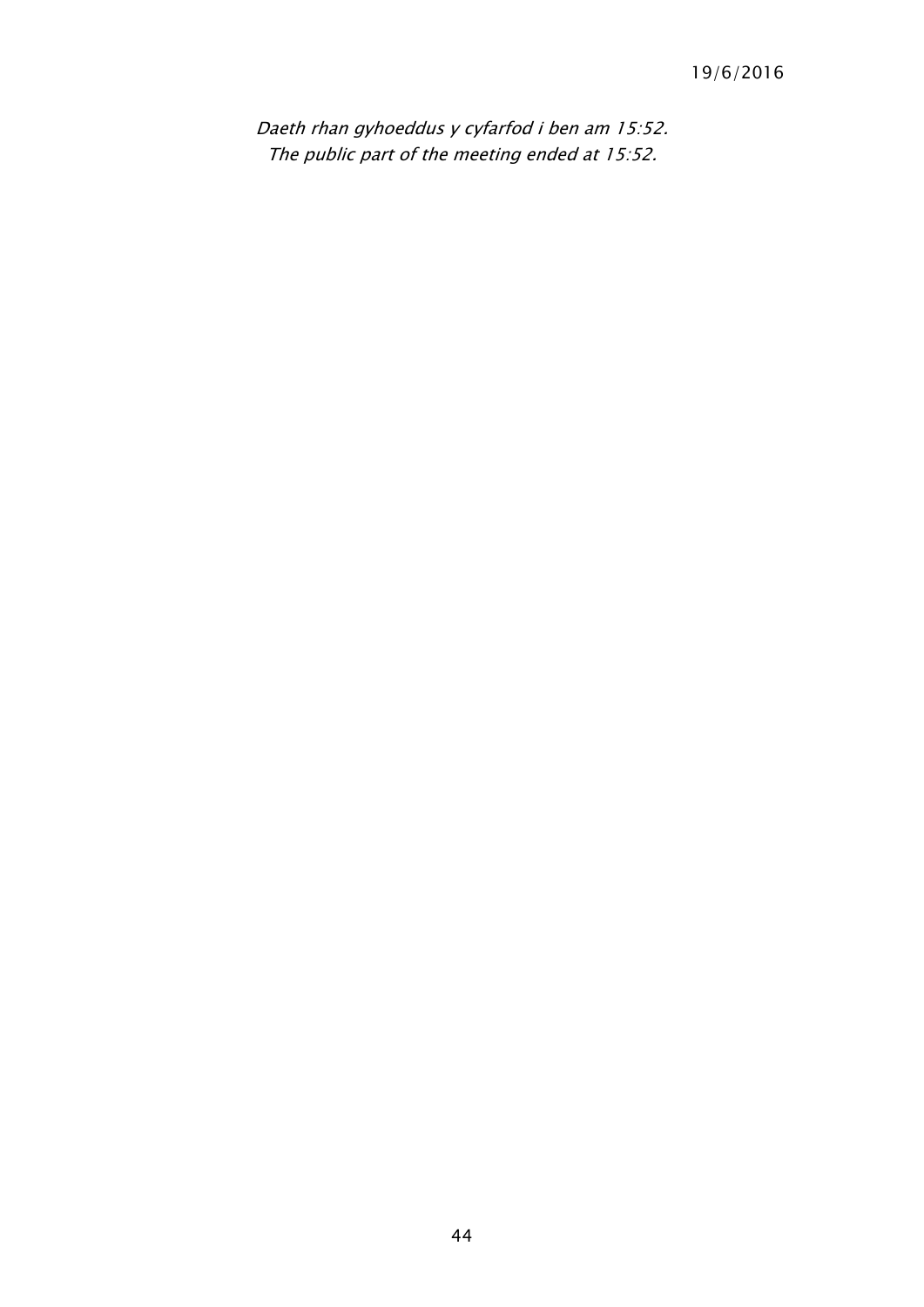*Daeth rhan gyhoeddus y cyfarfod i ben am 15:52.*
*The public part of the meeting ended at 15:52.*